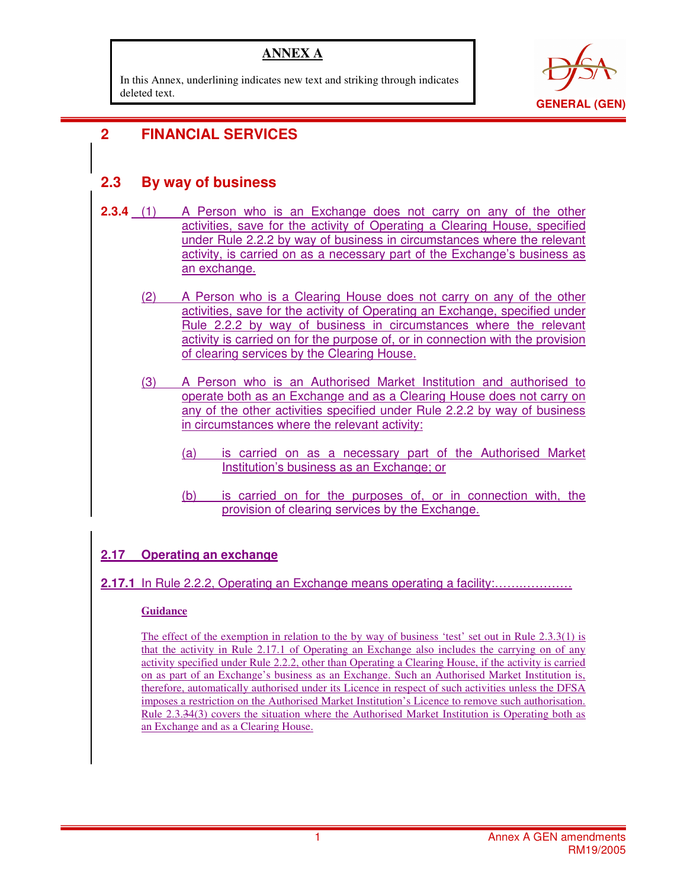**ANNEX A**

In this Annex, underlining indicates new text and striking through indicates deleted text.

GENERAL (GEN)

# 2 FINANCIAL SERVICES

## 2.3 By way of business

**2.3.4** (1) A Person who is an Exchange does not carry on any of the other activities, save for the activity of Operating a Clearing House, specified under Rule 2.2.2 by way of business in circumstances where the relevant activity, is carried on as a necessary part of the Exchange's business as an exchange.

(2) A Person who is a Clearing House does not carry on any of the other activities, save for the activity of Operating an Exchange, specified under Rule 2.2.2 by way of business in circumstances where the relevant activity is carried on for the purpose of, or in connection with the provision of clearing services by the Clearing House.

(3) A Person who is an Authorised Market Institution and authorised to operate both as an Exchange and as a Clearing House does not carry on any of the other activities specified under Rule 2.2.2 by way of business in circumstances where the relevant activity:

(a) is carried on as a necessary part of the Authorised Market Institution's business as an Exchange; or

(b) is carried on for the purposes of, or in connection with, the provision of clearing services by the Exchange.

## 2.17 Operating an exchange

**2.17.1** In Rule 2.2.2, Operating an Exchange means operating a facility:……………….

**Guidance**

The effect of the exemption in relation to the by way of business 'test' set out in Rule 2.3.3(1) is that the activity in Rule 2.17.1 of Operating an Exchange also includes the carrying on of any activity specified under Rule 2.2.2, other than Operating a Clearing House, if the activity is carried on as part of an Exchange's business as an Exchange. Such an Authorised Market Institution is, therefore, automatically authorised under its Licence in respect of such activities unless the DFSA imposes a restriction on the Authorised Market Institution's Licence to remove such authorisation. Rule 2.3.~~3~~4(3) covers the situation where the Authorised Market Institution is Operating both as an Exchange and as a Clearing House.

Annex A GEN amendments
RM19/2005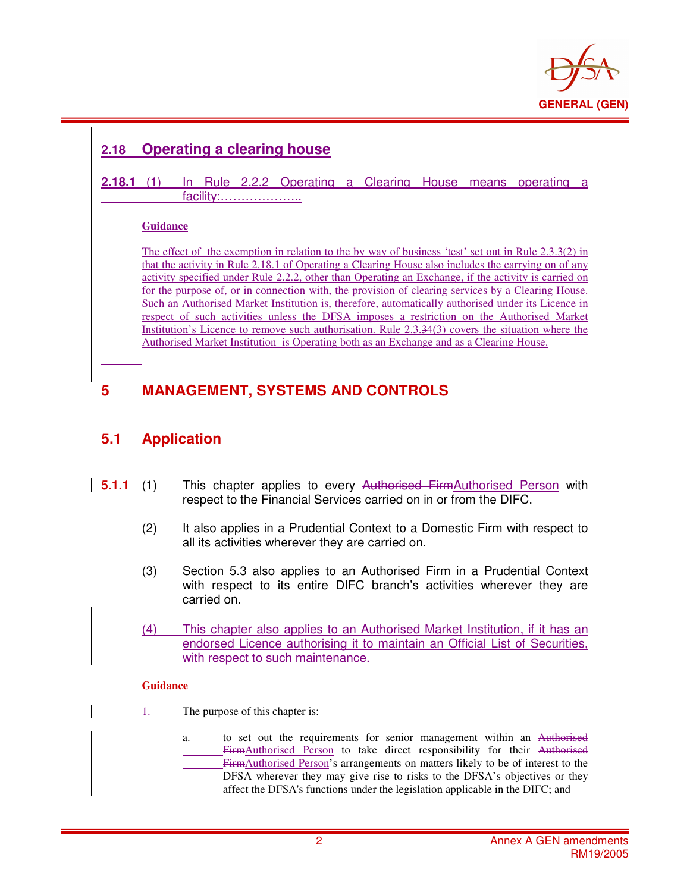## 2.18 Operating a clearing house

**2.18.1** (1) In Rule 2.2.2 Operating a Clearing House means operating a facility:………………..

**Guidance**

The effect of the exemption in relation to the by way of business 'test' set out in Rule 2.3.3(2) in that the activity in Rule 2.18.1 of Operating a Clearing House also includes the carrying on of any activity specified under Rule 2.2.2, other than Operating an Exchange, if the activity is carried on for the purpose of, or in connection with, the provision of clearing services by a Clearing House. Such an Authorised Market Institution is, therefore, automatically authorised under its Licence in respect of such activities unless the DFSA imposes a restriction on the Authorised Market Institution's Licence to remove such authorisation. Rule 2.3.~~3~~4(3) covers the situation where the Authorised Market Institution is Operating both as an Exchange and as a Clearing House.

# 5 MANAGEMENT, SYSTEMS AND CONTROLS

## 5.1 Application

**5.1.1** (1) This chapter applies to every ~~Authorised Firm~~Authorised Person with respect to the Financial Services carried on in or from the DIFC.

(2) It also applies in a Prudential Context to a Domestic Firm with respect to all its activities wherever they are carried on.

(3) Section 5.3 also applies to an Authorised Firm in a Prudential Context with respect to its entire DIFC branch's activities wherever they are carried on.

(4) This chapter also applies to an Authorised Market Institution, if it has an endorsed Licence authorising it to maintain an Official List of Securities, with respect to such maintenance.

**Guidance**

1. The purpose of this chapter is:

   a. to set out the requirements for senior management within an ~~Authorised Firm~~Authorised Person to take direct responsibility for their ~~Authorised Firm~~Authorised Person's arrangements on matters likely to be of interest to the DFSA wherever they may give rise to risks to the DFSA's objectives or they affect the DFSA's functions under the legislation applicable in the DIFC; and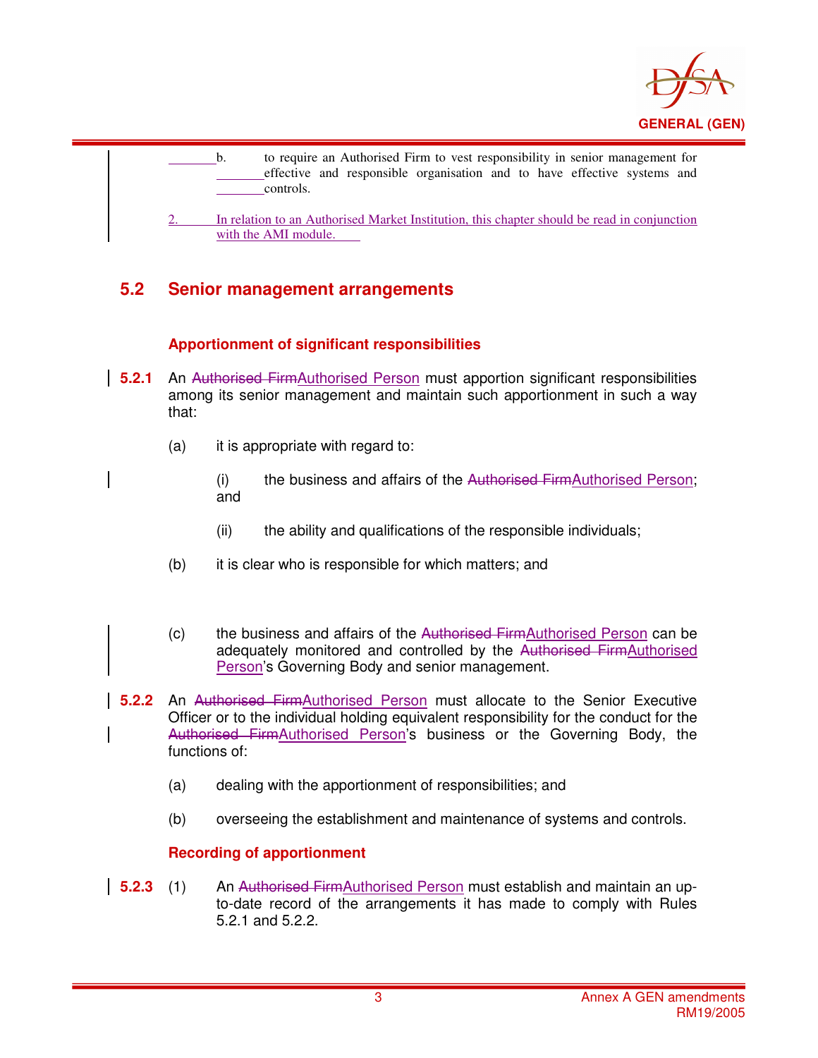b. to require an Authorised Firm to vest responsibility in senior management for effective and responsible organisation and to have effective systems and controls.

2. In relation to an Authorised Market Institution, this chapter should be read in conjunction with the AMI module.

## 5.2 Senior management arrangements

### Apportionment of significant responsibilities

**5.2.1** An ~~Authorised Firm~~Authorised Person must apportion significant responsibilities among its senior management and maintain such apportionment in such a way that:

(a) it is appropriate with regard to:

(i) the business and affairs of the ~~Authorised Firm~~Authorised Person; and

(ii) the ability and qualifications of the responsible individuals;

(b) it is clear who is responsible for which matters; and

(c) the business and affairs of the ~~Authorised Firm~~Authorised Person can be adequately monitored and controlled by the ~~Authorised Firm~~Authorised Person's Governing Body and senior management.

**5.2.2** An ~~Authorised Firm~~Authorised Person must allocate to the Senior Executive Officer or to the individual holding equivalent responsibility for the conduct for the ~~Authorised Firm~~Authorised Person's business or the Governing Body, the functions of:

(a) dealing with the apportionment of responsibilities; and

(b) overseeing the establishment and maintenance of systems and controls.

### Recording of apportionment

**5.2.3** (1) An ~~Authorised Firm~~Authorised Person must establish and maintain an up-to-date record of the arrangements it has made to comply with Rules 5.2.1 and 5.2.2.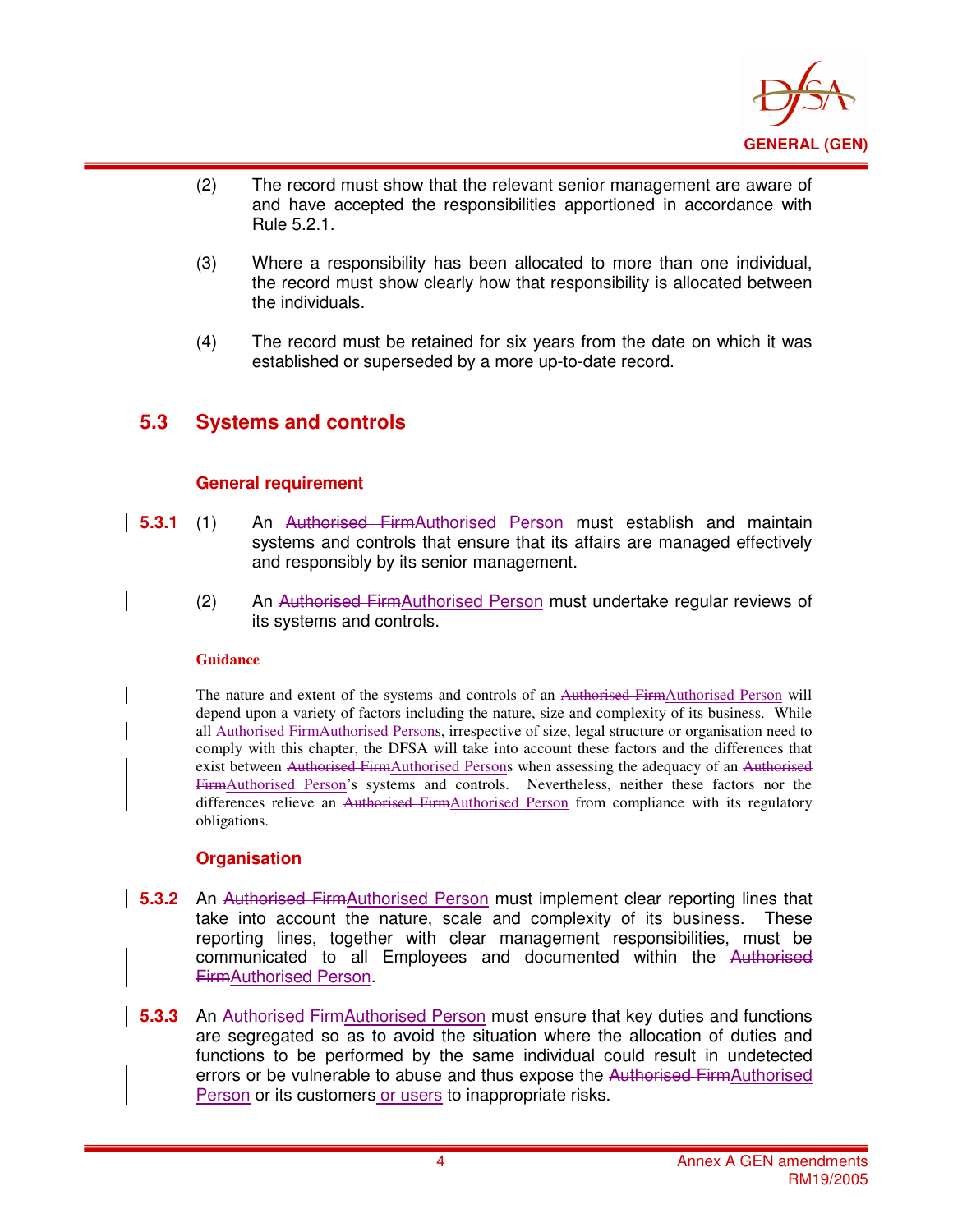(2) The record must show that the relevant senior management are aware of and have accepted the responsibilities apportioned in accordance with Rule 5.2.1.

(3) Where a responsibility has been allocated to more than one individual, the record must show clearly how that responsibility is allocated between the individuals.

(4) The record must be retained for six years from the date on which it was established or superseded by a more up-to-date record.

## 5.3 Systems and controls

### General requirement

**5.3.1** (1) An ~~Authorised Firm~~Authorised Person must establish and maintain systems and controls that ensure that its affairs are managed effectively and responsibly by its senior management.

(2) An ~~Authorised Firm~~Authorised Person must undertake regular reviews of its systems and controls.

**Guidance**

The nature and extent of the systems and controls of an ~~Authorised Firm~~Authorised Person will depend upon a variety of factors including the nature, size and complexity of its business. While all ~~Authorised Firm~~Authorised Persons, irrespective of size, legal structure or organisation need to comply with this chapter, the DFSA will take into account these factors and the differences that exist between ~~Authorised Firm~~Authorised Persons when assessing the adequacy of an ~~Authorised Firm~~Authorised Person's systems and controls. Nevertheless, neither these factors nor the differences relieve an ~~Authorised Firm~~Authorised Person from compliance with its regulatory obligations.

### Organisation

**5.3.2** An ~~Authorised Firm~~Authorised Person must implement clear reporting lines that take into account the nature, scale and complexity of its business. These reporting lines, together with clear management responsibilities, must be communicated to all Employees and documented within the ~~Authorised Firm~~Authorised Person.

**5.3.3** An ~~Authorised Firm~~Authorised Person must ensure that key duties and functions are segregated so as to avoid the situation where the allocation of duties and functions to be performed by the same individual could result in undetected errors or be vulnerable to abuse and thus expose the ~~Authorised Firm~~Authorised Person or its customers or users to inappropriate risks.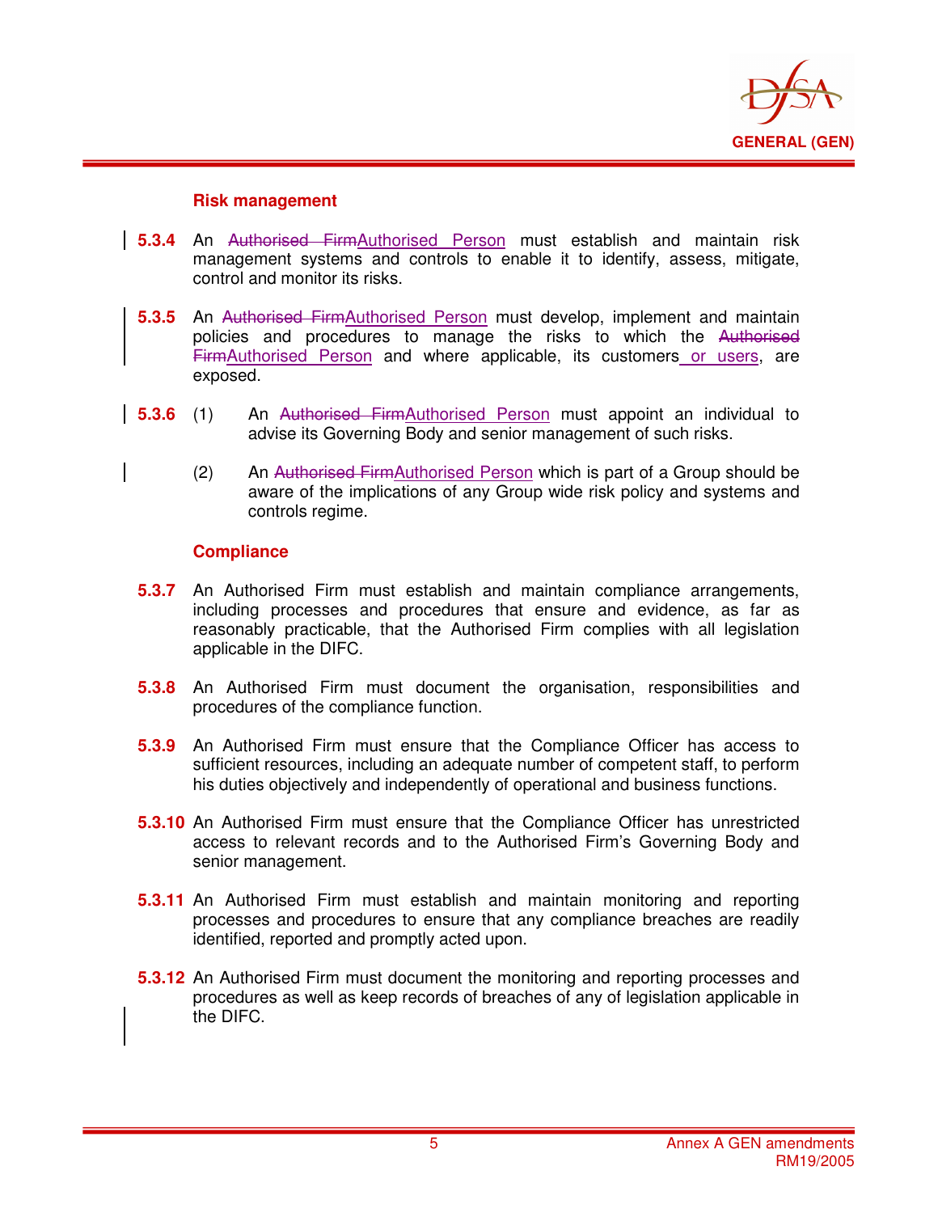### Risk management

**5.3.4** An ~~Authorised Firm~~<u>Authorised Person</u> must establish and maintain risk management systems and controls to enable it to identify, assess, mitigate, control and monitor its risks.

**5.3.5** An ~~Authorised Firm~~<u>Authorised Person</u> must develop, implement and maintain policies and procedures to manage the risks to which the ~~Authorised Firm~~<u>Authorised Person</u> and where applicable, its customers<u> or users</u>, are exposed.

**5.3.6** (1) An ~~Authorised Firm~~<u>Authorised Person</u> must appoint an individual to advise its Governing Body and senior management of such risks.

(2) An ~~Authorised Firm~~<u>Authorised Person</u> which is part of a Group should be aware of the implications of any Group wide risk policy and systems and controls regime.

### Compliance

**5.3.7** An Authorised Firm must establish and maintain compliance arrangements, including processes and procedures that ensure and evidence, as far as reasonably practicable, that the Authorised Firm complies with all legislation applicable in the DIFC.

**5.3.8** An Authorised Firm must document the organisation, responsibilities and procedures of the compliance function.

**5.3.9** An Authorised Firm must ensure that the Compliance Officer has access to sufficient resources, including an adequate number of competent staff, to perform his duties objectively and independently of operational and business functions.

**5.3.10** An Authorised Firm must ensure that the Compliance Officer has unrestricted access to relevant records and to the Authorised Firm's Governing Body and senior management.

**5.3.11** An Authorised Firm must establish and maintain monitoring and reporting processes and procedures to ensure that any compliance breaches are readily identified, reported and promptly acted upon.

**5.3.12** An Authorised Firm must document the monitoring and reporting processes and procedures as well as keep records of breaches of any of legislation applicable in the DIFC.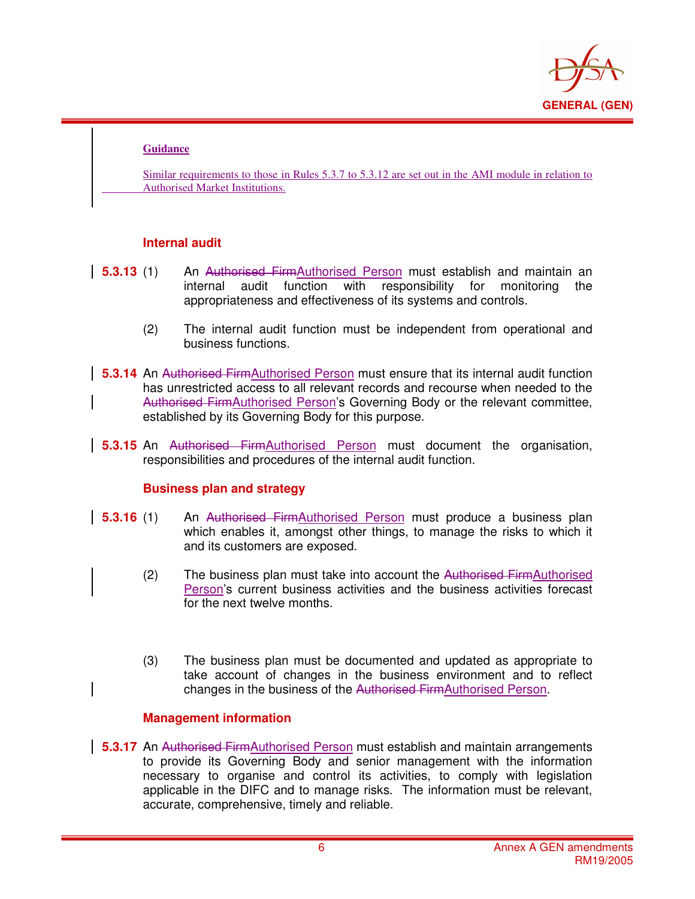**Guidance**

Similar requirements to those in Rules 5.3.7 to 5.3.12 are set out in the AMI module in relation to Authorised Market Institutions.

### Internal audit

**5.3.13** (1) An ~~Authorised Firm~~Authorised Person must establish and maintain an internal audit function with responsibility for monitoring the appropriateness and effectiveness of its systems and controls.

(2) The internal audit function must be independent from operational and business functions.

**5.3.14** An ~~Authorised Firm~~Authorised Person must ensure that its internal audit function has unrestricted access to all relevant records and recourse when needed to the ~~Authorised Firm~~Authorised Person's Governing Body or the relevant committee, established by its Governing Body for this purpose.

**5.3.15** An ~~Authorised Firm~~Authorised Person must document the organisation, responsibilities and procedures of the internal audit function.

### Business plan and strategy

**5.3.16** (1) An ~~Authorised Firm~~Authorised Person must produce a business plan which enables it, amongst other things, to manage the risks to which it and its customers are exposed.

(2) The business plan must take into account the ~~Authorised Firm~~Authorised Person's current business activities and the business activities forecast for the next twelve months.

(3) The business plan must be documented and updated as appropriate to take account of changes in the business environment and to reflect changes in the business of the ~~Authorised Firm~~Authorised Person.

### Management information

**5.3.17** An ~~Authorised Firm~~Authorised Person must establish and maintain arrangements to provide its Governing Body and senior management with the information necessary to organise and control its activities, to comply with legislation applicable in the DIFC and to manage risks. The information must be relevant, accurate, comprehensive, timely and reliable.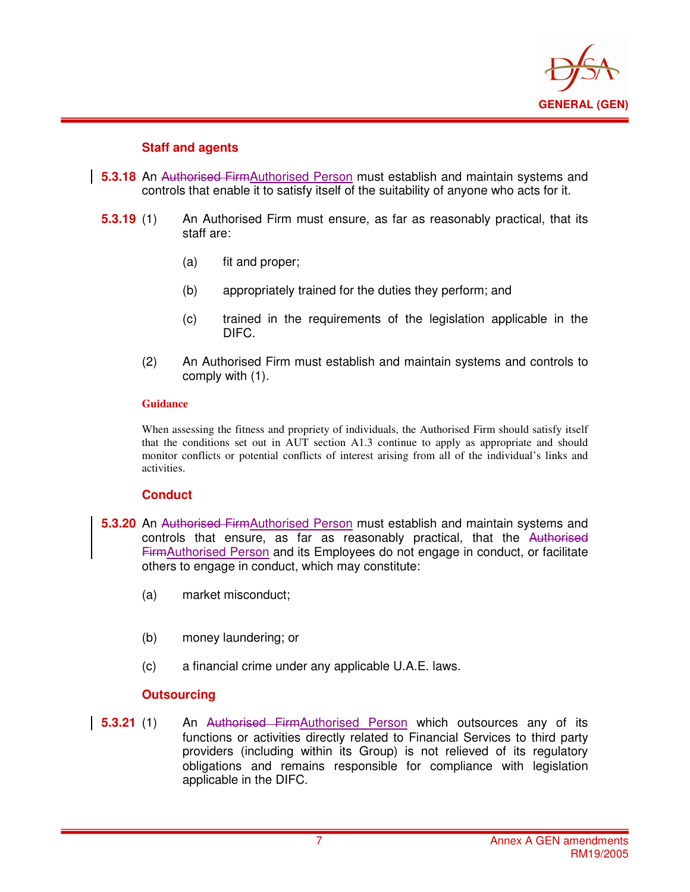### Staff and agents

**5.3.18** An ~~Authorised Firm~~Authorised Person must establish and maintain systems and controls that enable it to satisfy itself of the suitability of anyone who acts for it.

**5.3.19** (1) An Authorised Firm must ensure, as far as reasonably practical, that its staff are:

(a) fit and proper;

(b) appropriately trained for the duties they perform; and

(c) trained in the requirements of the legislation applicable in the DIFC.

(2) An Authorised Firm must establish and maintain systems and controls to comply with (1).

**Guidance**

When assessing the fitness and propriety of individuals, the Authorised Firm should satisfy itself that the conditions set out in AUT section A1.3 continue to apply as appropriate and should monitor conflicts or potential conflicts of interest arising from all of the individual's links and activities.

### Conduct

**5.3.20** An ~~Authorised Firm~~Authorised Person must establish and maintain systems and controls that ensure, as far as reasonably practical, that the ~~Authorised Firm~~Authorised Person and its Employees do not engage in conduct, or facilitate others to engage in conduct, which may constitute:

(a) market misconduct;

(b) money laundering; or

(c) a financial crime under any applicable U.A.E. laws.

### Outsourcing

**5.3.21** (1) An ~~Authorised Firm~~Authorised Person which outsources any of its functions or activities directly related to Financial Services to third party providers (including within its Group) is not relieved of its regulatory obligations and remains responsible for compliance with legislation applicable in the DIFC.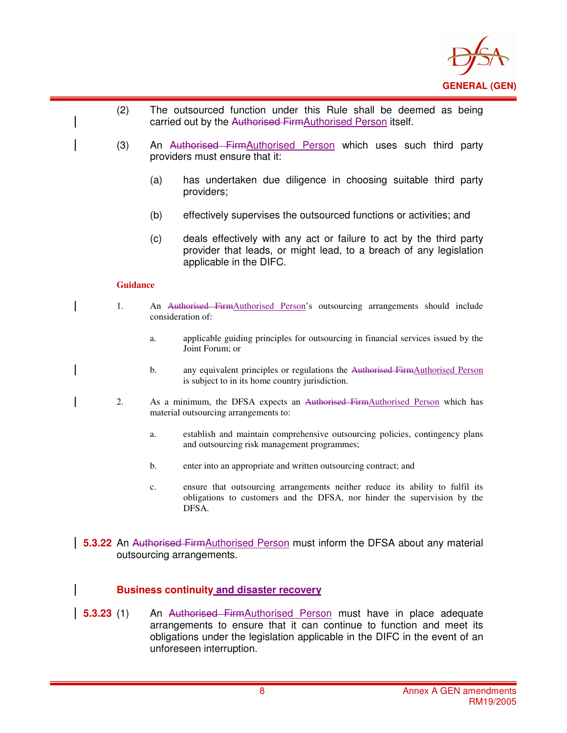(2) The outsourced function under this Rule shall be deemed as being carried out by the ~~Authorised Firm~~Authorised Person itself.

(3) An ~~Authorised Firm~~Authorised Person which uses such third party providers must ensure that it:

(a) has undertaken due diligence in choosing suitable third party providers;

(b) effectively supervises the outsourced functions or activities; and

(c) deals effectively with any act or failure to act by the third party provider that leads, or might lead, to a breach of any legislation applicable in the DIFC.

**Guidance**

1. An ~~Authorised Firm~~Authorised Person's outsourcing arrangements should include consideration of:

   a. applicable guiding principles for outsourcing in financial services issued by the Joint Forum; or

   b. any equivalent principles or regulations the ~~Authorised Firm~~Authorised Person is subject to in its home country jurisdiction.

2. As a minimum, the DFSA expects an ~~Authorised Firm~~Authorised Person which has material outsourcing arrangements to:

   a. establish and maintain comprehensive outsourcing policies, contingency plans and outsourcing risk management programmes;

   b. enter into an appropriate and written outsourcing contract; and

   c. ensure that outsourcing arrangements neither reduce its ability to fulfil its obligations to customers and the DFSA, nor hinder the supervision by the DFSA.

**5.3.22** An ~~Authorised Firm~~Authorised Person must inform the DFSA about any material outsourcing arrangements.

### Business continuity and disaster recovery

**5.3.23** (1) An ~~Authorised Firm~~Authorised Person must have in place adequate arrangements to ensure that it can continue to function and meet its obligations under the legislation applicable in the DIFC in the event of an unforeseen interruption.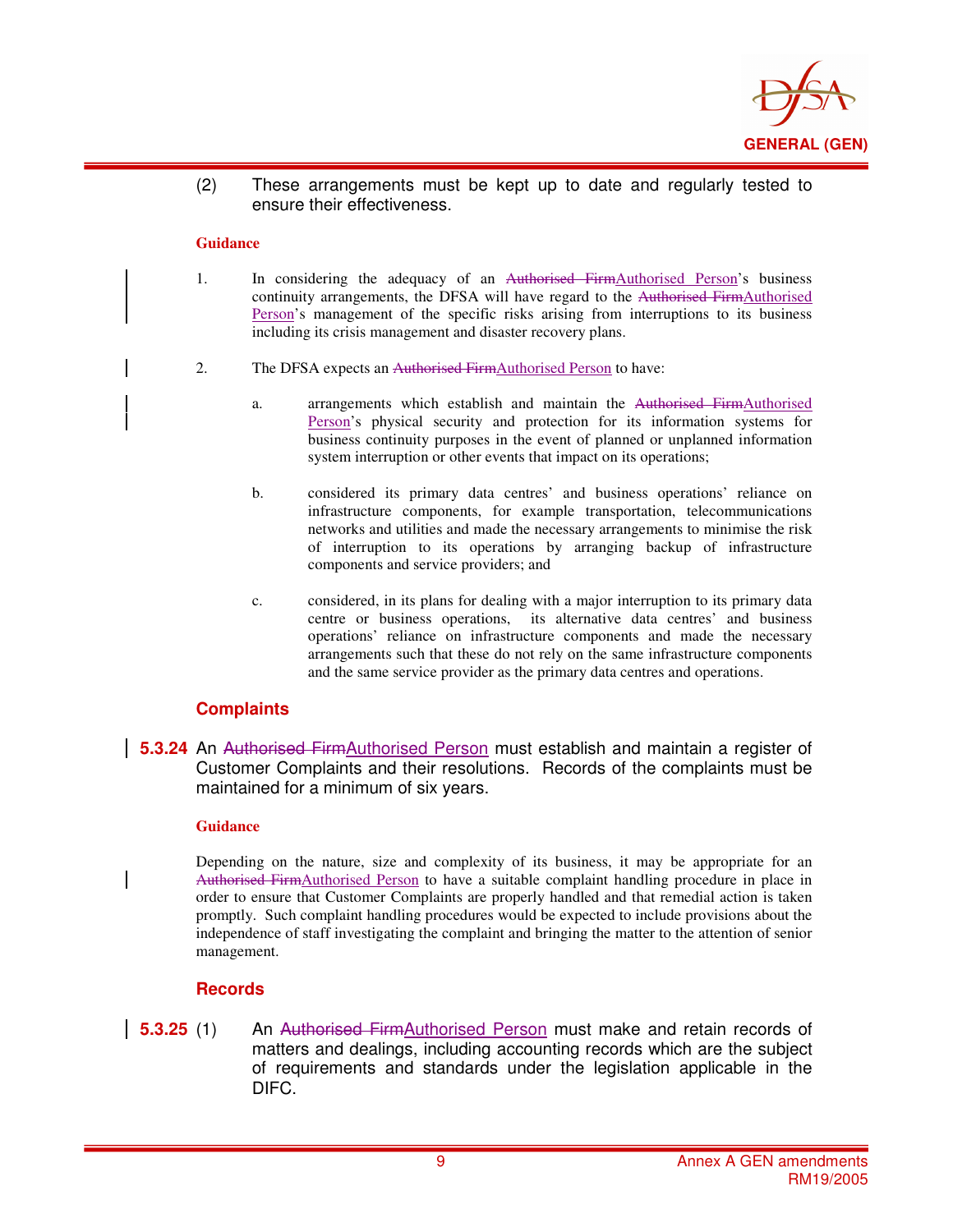(2) These arrangements must be kept up to date and regularly tested to ensure their effectiveness.

**Guidance**

1. In considering the adequacy of an ~~Authorised Firm~~Authorised Person's business continuity arrangements, the DFSA will have regard to the ~~Authorised Firm~~Authorised Person's management of the specific risks arising from interruptions to its business including its crisis management and disaster recovery plans.

2. The DFSA expects an ~~Authorised Firm~~Authorised Person to have:

   a. arrangements which establish and maintain the ~~Authorised Firm~~Authorised Person's physical security and protection for its information systems for business continuity purposes in the event of planned or unplanned information system interruption or other events that impact on its operations;

   b. considered its primary data centres' and business operations' reliance on infrastructure components, for example transportation, telecommunications networks and utilities and made the necessary arrangements to minimise the risk of interruption to its operations by arranging backup of infrastructure components and service providers; and

   c. considered, in its plans for dealing with a major interruption to its primary data centre or business operations, its alternative data centres' and business operations' reliance on infrastructure components and made the necessary arrangements such that these do not rely on the same infrastructure components and the same service provider as the primary data centres and operations.

## Complaints

**5.3.24** An ~~Authorised Firm~~Authorised Person must establish and maintain a register of Customer Complaints and their resolutions. Records of the complaints must be maintained for a minimum of six years.

**Guidance**

Depending on the nature, size and complexity of its business, it may be appropriate for an ~~Authorised Firm~~Authorised Person to have a suitable complaint handling procedure in place in order to ensure that Customer Complaints are properly handled and that remedial action is taken promptly. Such complaint handling procedures would be expected to include provisions about the independence of staff investigating the complaint and bringing the matter to the attention of senior management.

## Records

**5.3.25** (1) An ~~Authorised Firm~~Authorised Person must make and retain records of matters and dealings, including accounting records which are the subject of requirements and standards under the legislation applicable in the DIFC.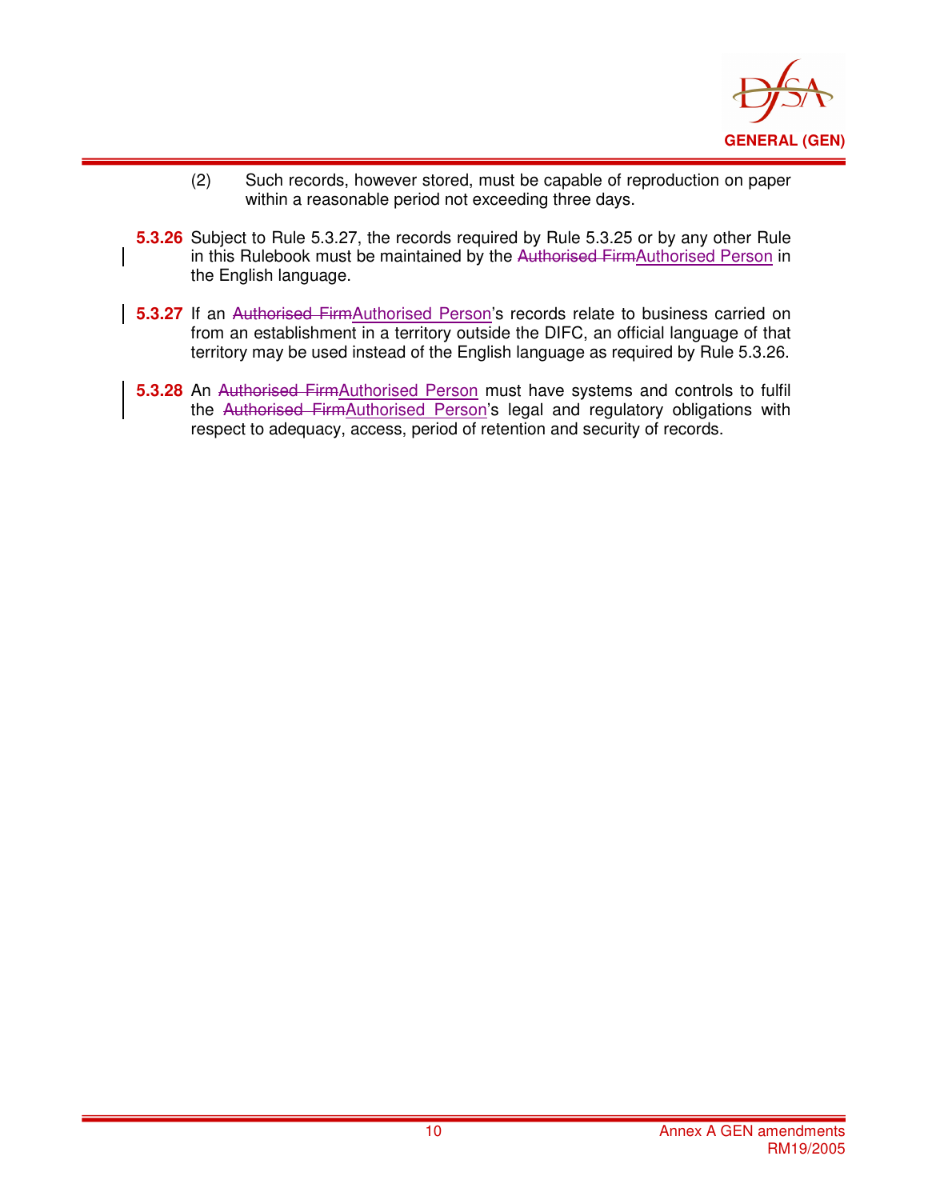(2) Such records, however stored, must be capable of reproduction on paper within a reasonable period not exceeding three days.

**5.3.26** Subject to Rule 5.3.27, the records required by Rule 5.3.25 or by any other Rule in this Rulebook must be maintained by the ~~Authorised Firm~~<u>Authorised Person</u> in the English language.

**5.3.27** If an ~~Authorised Firm~~<u>Authorised Person</u>'s records relate to business carried on from an establishment in a territory outside the DIFC, an official language of that territory may be used instead of the English language as required by Rule 5.3.26.

**5.3.28** An ~~Authorised Firm~~<u>Authorised Person</u> must have systems and controls to fulfil the ~~Authorised Firm~~<u>Authorised Person</u>'s legal and regulatory obligations with respect to adequacy, access, period of retention and security of records.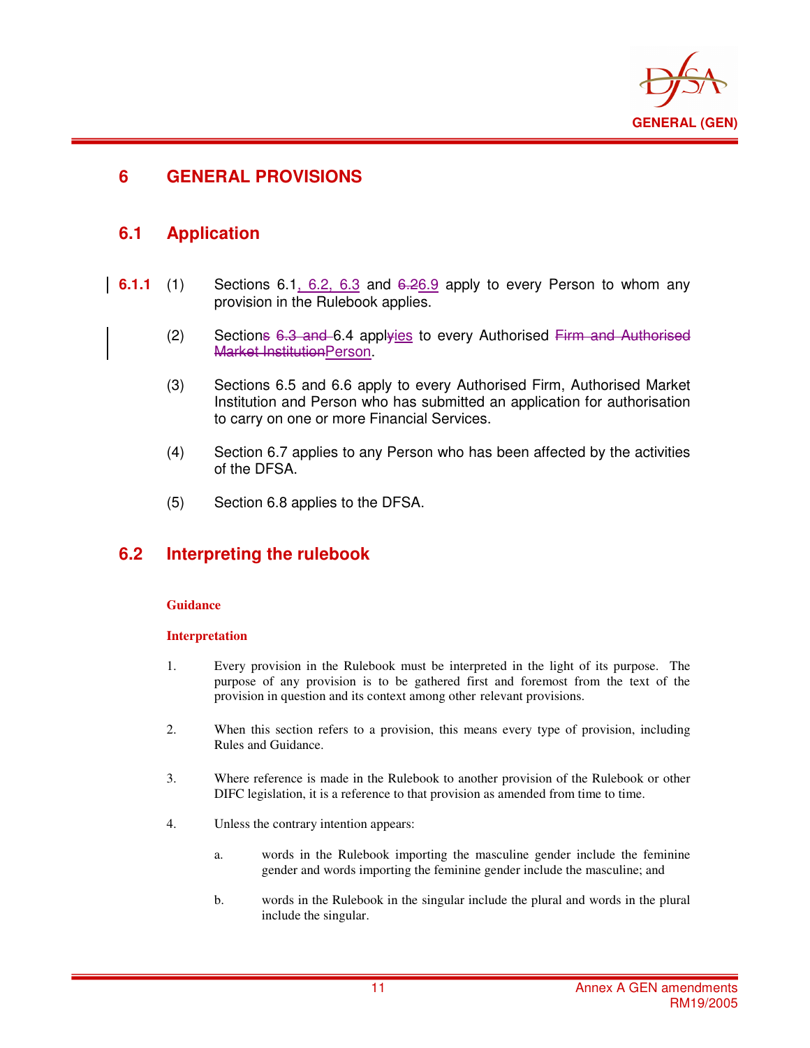# 6 GENERAL PROVISIONS

## 6.1 Application

**6.1.1** (1) Sections 6.1, 6.2, 6.3 and ~~6.2~~6.9 apply to every Person to whom any provision in the Rulebook applies.

(2) Section~~s~~ ~~6.3 and~~ 6.4 appl~~y~~ies to every Authorised ~~Firm and Authorised Market Institution~~Person.

(3) Sections 6.5 and 6.6 apply to every Authorised Firm, Authorised Market Institution and Person who has submitted an application for authorisation to carry on one or more Financial Services.

(4) Section 6.7 applies to any Person who has been affected by the activities of the DFSA.

(5) Section 6.8 applies to the DFSA.

## 6.2 Interpreting the rulebook

**Guidance**

**Interpretation**

1. Every provision in the Rulebook must be interpreted in the light of its purpose. The purpose of any provision is to be gathered first and foremost from the text of the provision in question and its context among other relevant provisions.

2. When this section refers to a provision, this means every type of provision, including Rules and Guidance.

3. Where reference is made in the Rulebook to another provision of the Rulebook or other DIFC legislation, it is a reference to that provision as amended from time to time.

4. Unless the contrary intention appears:

   a. words in the Rulebook importing the masculine gender include the feminine gender and words importing the feminine gender include the masculine; and

   b. words in the Rulebook in the singular include the plural and words in the plural include the singular.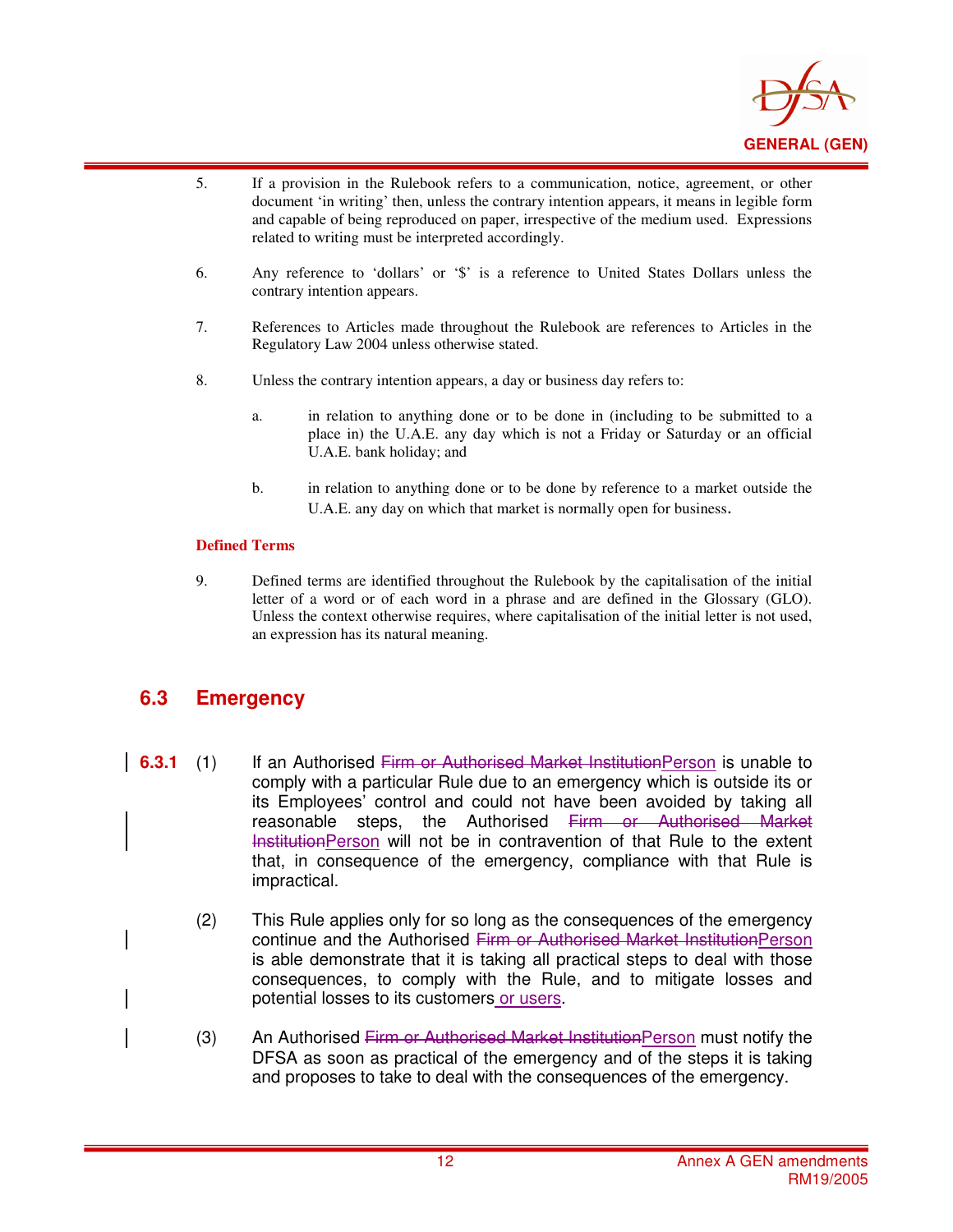5. If a provision in the Rulebook refers to a communication, notice, agreement, or other document 'in writing' then, unless the contrary intention appears, it means in legible form and capable of being reproduced on paper, irrespective of the medium used. Expressions related to writing must be interpreted accordingly.

6. Any reference to 'dollars' or '$' is a reference to United States Dollars unless the contrary intention appears.

7. References to Articles made throughout the Rulebook are references to Articles in the Regulatory Law 2004 unless otherwise stated.

8. Unless the contrary intention appears, a day or business day refers to:

   a. in relation to anything done or to be done in (including to be submitted to a place in) the U.A.E. any day which is not a Friday or Saturday or an official U.A.E. bank holiday; and

   b. in relation to anything done or to be done by reference to a market outside the U.A.E. any day on which that market is normally open for business.

**Defined Terms**

9. Defined terms are identified throughout the Rulebook by the capitalisation of the initial letter of a word or of each word in a phrase and are defined in the Glossary (GLO). Unless the context otherwise requires, where capitalisation of the initial letter is not used, an expression has its natural meaning.

## 6.3 Emergency

**6.3.1** (1) If an Authorised ~~Firm or Authorised Market Institution~~Person is unable to comply with a particular Rule due to an emergency which is outside its or its Employees' control and could not have been avoided by taking all reasonable steps, the Authorised ~~Firm or Authorised Market Institution~~Person will not be in contravention of that Rule to the extent that, in consequence of the emergency, compliance with that Rule is impractical.

(2) This Rule applies only for so long as the consequences of the emergency continue and the Authorised ~~Firm or Authorised Market Institution~~Person is able demonstrate that it is taking all practical steps to deal with those consequences, to comply with the Rule, and to mitigate losses and potential losses to its customers or users.

(3) An Authorised ~~Firm or Authorised Market Institution~~Person must notify the DFSA as soon as practical of the emergency and of the steps it is taking and proposes to take to deal with the consequences of the emergency.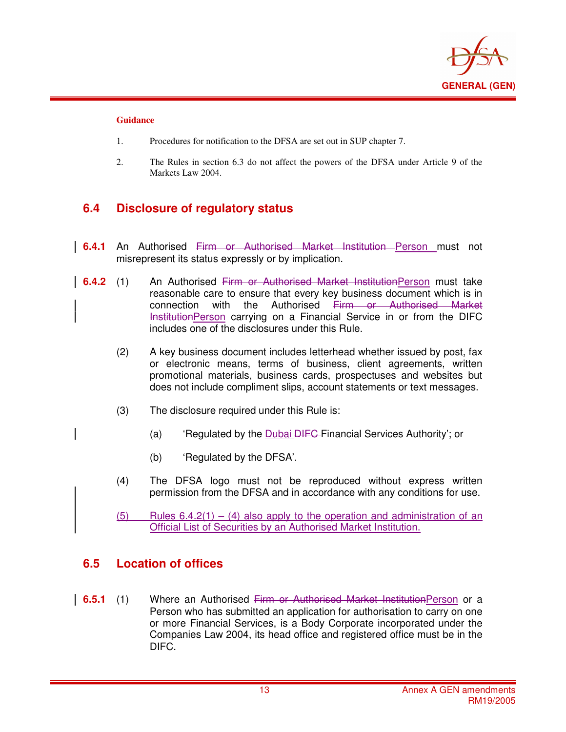**Guidance**

1. Procedures for notification to the DFSA are set out in SUP chapter 7.

2. The Rules in section 6.3 do not affect the powers of the DFSA under Article 9 of the Markets Law 2004.

## 6.4 Disclosure of regulatory status

**6.4.1** An Authorised ~~Firm or Authorised Market Institution~~ Person must not misrepresent its status expressly or by implication.

**6.4.2** (1) An Authorised ~~Firm or Authorised Market Institution~~Person must take reasonable care to ensure that every key business document which is in connection with the Authorised ~~Firm or Authorised Market Institution~~Person carrying on a Financial Service in or from the DIFC includes one of the disclosures under this Rule.

(2) A key business document includes letterhead whether issued by post, fax or electronic means, terms of business, client agreements, written promotional materials, business cards, prospectuses and websites but does not include compliment slips, account statements or text messages.

(3) The disclosure required under this Rule is:

(a) 'Regulated by the Dubai ~~DIFC~~ Financial Services Authority'; or

(b) 'Regulated by the DFSA'.

(4) The DFSA logo must not be reproduced without express written permission from the DFSA and in accordance with any conditions for use.

<u>(5) Rules 6.4.2(1) – (4) also apply to the operation and administration of an Official List of Securities by an Authorised Market Institution.</u>

## 6.5 Location of offices

**6.5.1** (1) Where an Authorised ~~Firm or Authorised Market Institution~~Person or a Person who has submitted an application for authorisation to carry on one or more Financial Services, is a Body Corporate incorporated under the Companies Law 2004, its head office and registered office must be in the DIFC.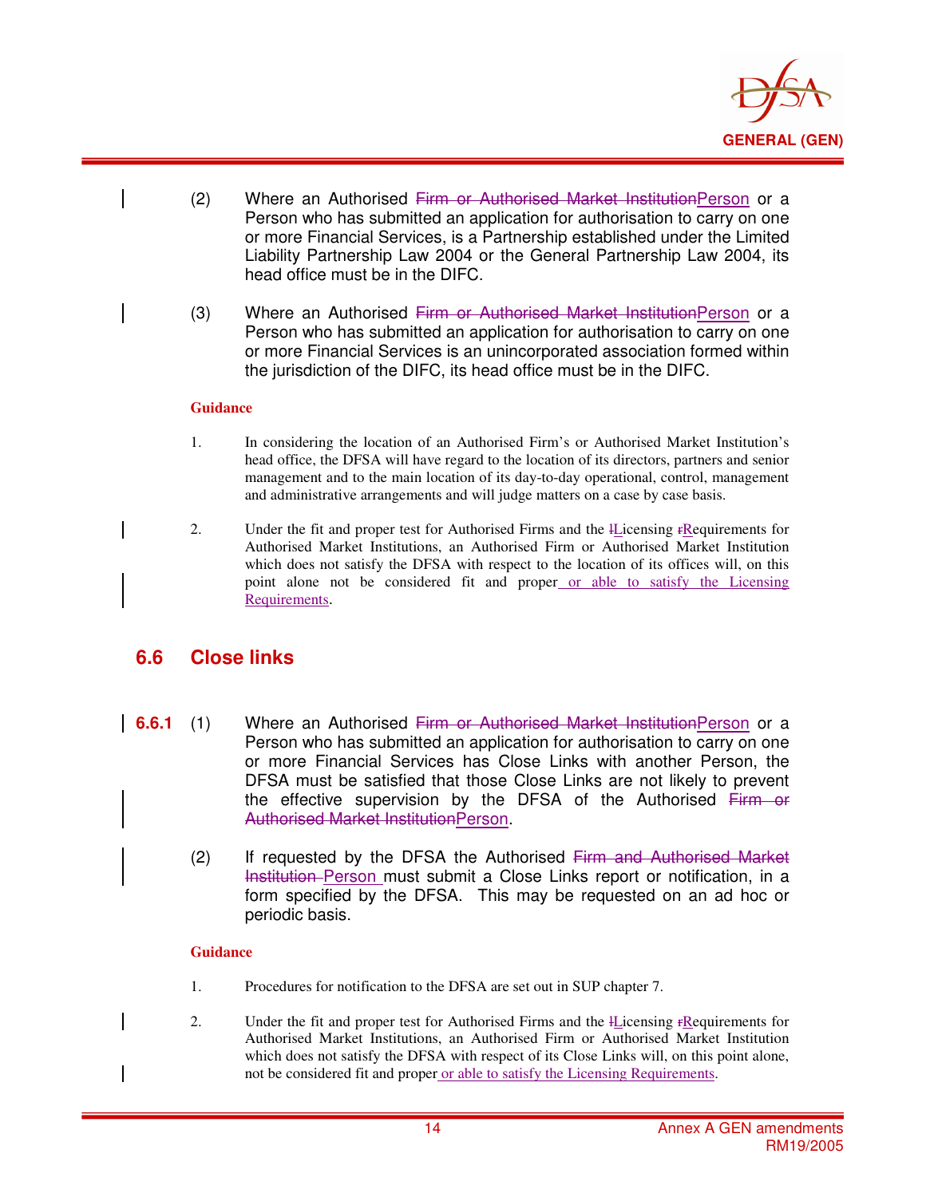(2) Where an Authorised ~~Firm or Authorised Market Institution~~Person or a Person who has submitted an application for authorisation to carry on one or more Financial Services, is a Partnership established under the Limited Liability Partnership Law 2004 or the General Partnership Law 2004, its head office must be in the DIFC.

(3) Where an Authorised ~~Firm or Authorised Market Institution~~Person or a Person who has submitted an application for authorisation to carry on one or more Financial Services is an unincorporated association formed within the jurisdiction of the DIFC, its head office must be in the DIFC.

**Guidance**

1. In considering the location of an Authorised Firm's or Authorised Market Institution's head office, the DFSA will have regard to the location of its directors, partners and senior management and to the main location of its day-to-day operational, control, management and administrative arrangements and will judge matters on a case by case basis.

2. Under the fit and proper test for Authorised Firms and the ~~l~~Licensing ~~r~~Requirements for Authorised Market Institutions, an Authorised Firm or Authorised Market Institution which does not satisfy the DFSA with respect to the location of its offices will, on this point alone not be considered fit and proper or able to satisfy the Licensing Requirements.

## 6.6 Close links

**6.6.1** (1) Where an Authorised ~~Firm or Authorised Market Institution~~Person or a Person who has submitted an application for authorisation to carry on one or more Financial Services has Close Links with another Person, the DFSA must be satisfied that those Close Links are not likely to prevent the effective supervision by the DFSA of the Authorised ~~Firm or Authorised Market Institution~~Person.

(2) If requested by the DFSA the Authorised ~~Firm and Authorised Market Institution~~ Person must submit a Close Links report or notification, in a form specified by the DFSA. This may be requested on an ad hoc or periodic basis.

**Guidance**

1. Procedures for notification to the DFSA are set out in SUP chapter 7.

2. Under the fit and proper test for Authorised Firms and the ~~l~~Licensing ~~r~~Requirements for Authorised Market Institutions, an Authorised Firm or Authorised Market Institution which does not satisfy the DFSA with respect of its Close Links will, on this point alone, not be considered fit and proper or able to satisfy the Licensing Requirements.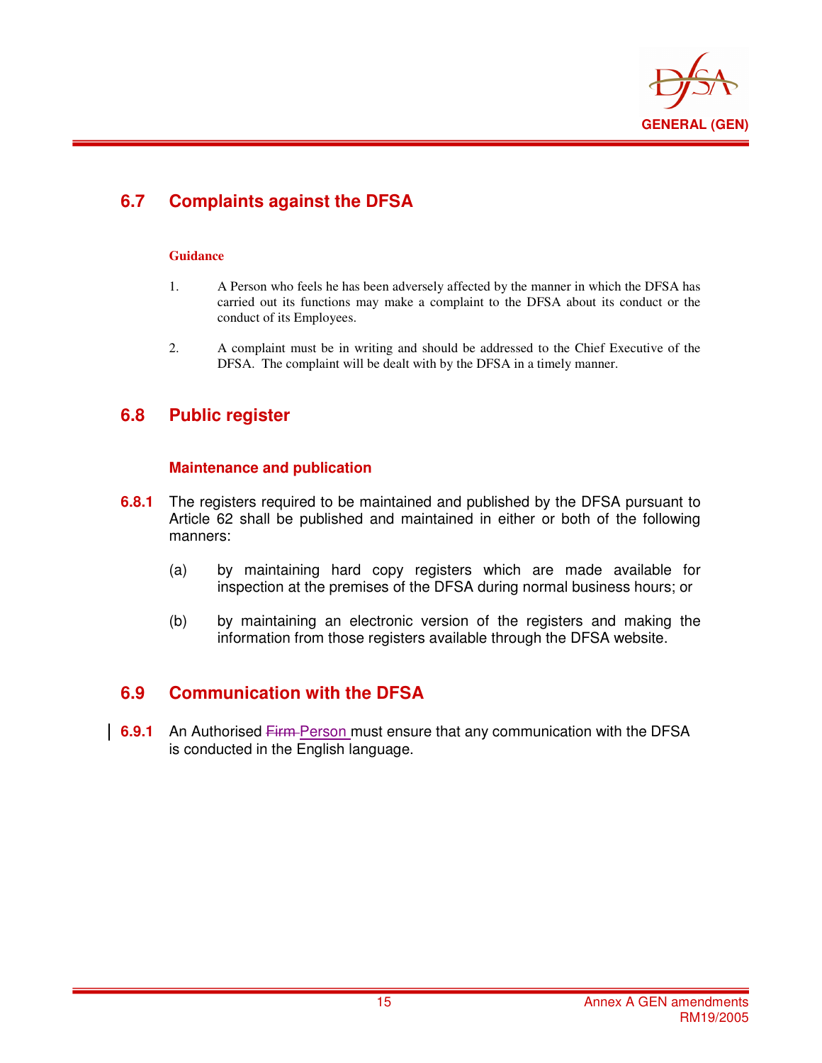## 6.7 Complaints against the DFSA

**Guidance**

1. A Person who feels he has been adversely affected by the manner in which the DFSA has carried out its functions may make a complaint to the DFSA about its conduct or the conduct of its Employees.

2. A complaint must be in writing and should be addressed to the Chief Executive of the DFSA. The complaint will be dealt with by the DFSA in a timely manner.

## 6.8 Public register

### Maintenance and publication

**6.8.1** The registers required to be maintained and published by the DFSA pursuant to Article 62 shall be published and maintained in either or both of the following manners:

(a) by maintaining hard copy registers which are made available for inspection at the premises of the DFSA during normal business hours; or

(b) by maintaining an electronic version of the registers and making the information from those registers available through the DFSA website.

## 6.9 Communication with the DFSA

**6.9.1** An Authorised ~~Firm~~ Person must ensure that any communication with the DFSA is conducted in the English language.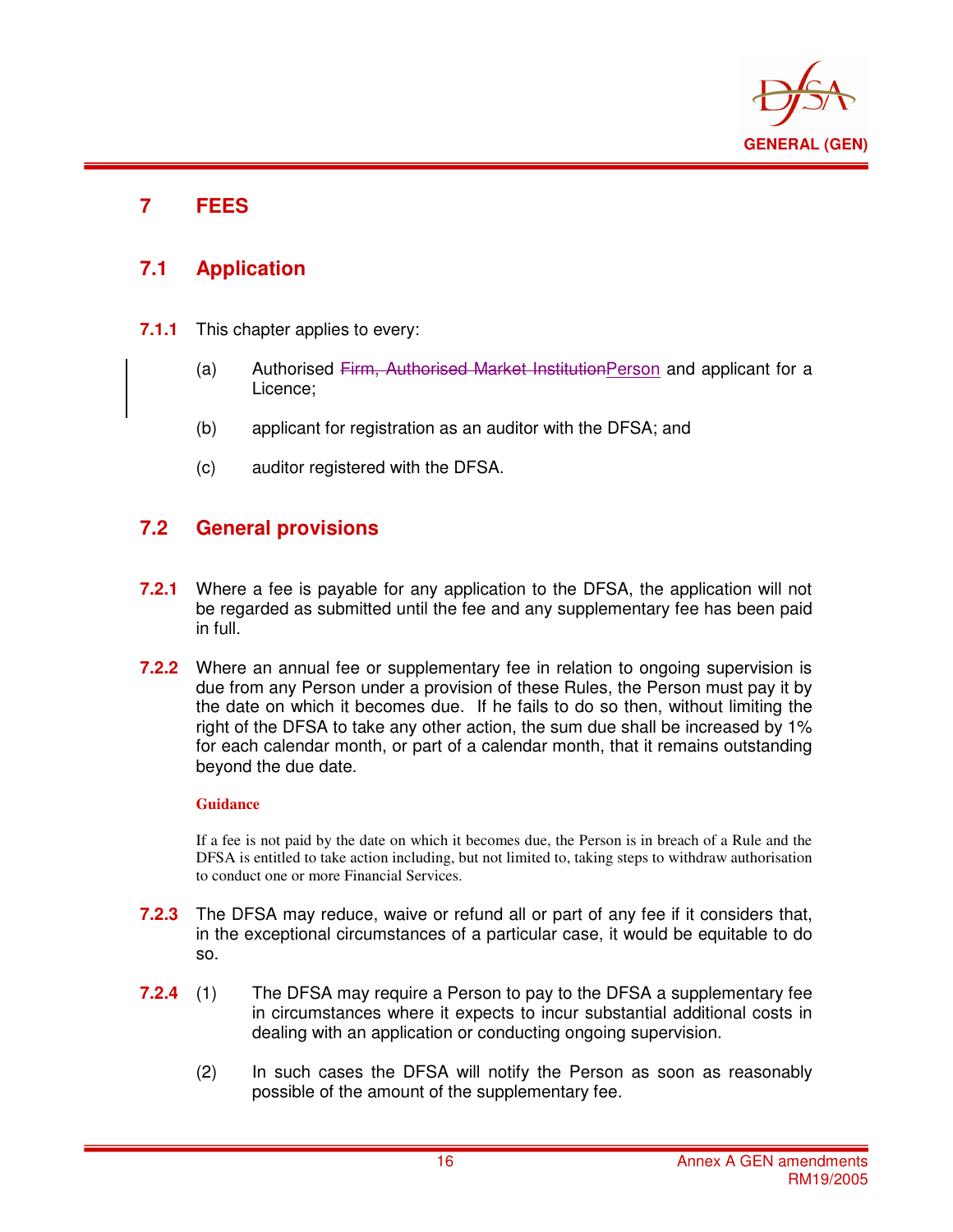# 7 FEES

## 7.1 Application

**7.1.1** This chapter applies to every:

(a) Authorised ~~Firm, Authorised Market Institution~~Person and applicant for a Licence;

(b) applicant for registration as an auditor with the DFSA; and

(c) auditor registered with the DFSA.

## 7.2 General provisions

**7.2.1** Where a fee is payable for any application to the DFSA, the application will not be regarded as submitted until the fee and any supplementary fee has been paid in full.

**7.2.2** Where an annual fee or supplementary fee in relation to ongoing supervision is due from any Person under a provision of these Rules, the Person must pay it by the date on which it becomes due. If he fails to do so then, without limiting the right of the DFSA to take any other action, the sum due shall be increased by 1% for each calendar month, or part of a calendar month, that it remains outstanding beyond the due date.

**Guidance**

If a fee is not paid by the date on which it becomes due, the Person is in breach of a Rule and the DFSA is entitled to take action including, but not limited to, taking steps to withdraw authorisation to conduct one or more Financial Services.

**7.2.3** The DFSA may reduce, waive or refund all or part of any fee if it considers that, in the exceptional circumstances of a particular case, it would be equitable to do so.

**7.2.4** (1) The DFSA may require a Person to pay to the DFSA a supplementary fee in circumstances where it expects to incur substantial additional costs in dealing with an application or conducting ongoing supervision.

(2) In such cases the DFSA will notify the Person as soon as reasonably possible of the amount of the supplementary fee.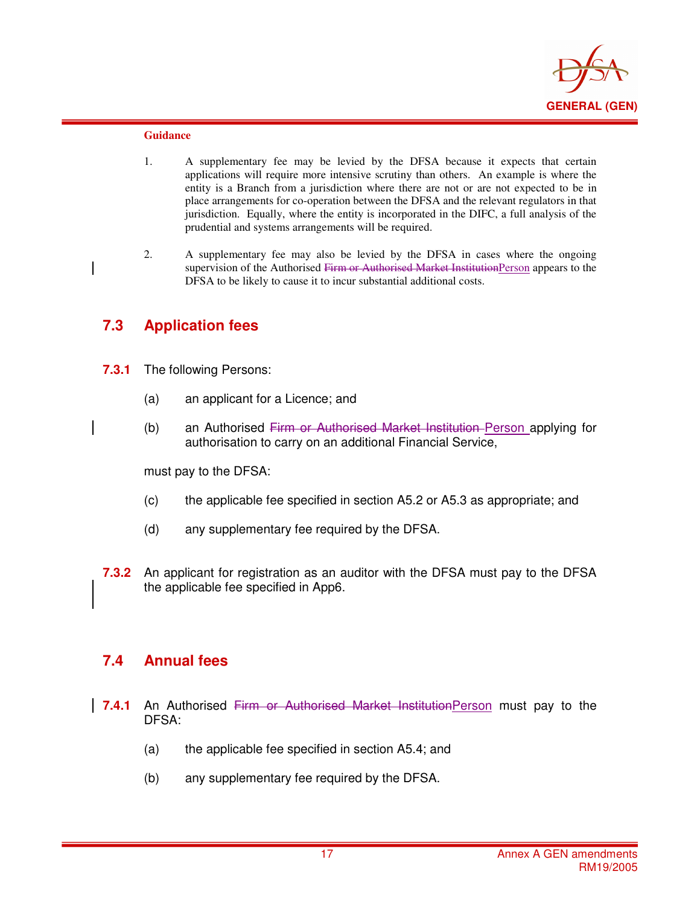**Guidance**

1. A supplementary fee may be levied by the DFSA because it expects that certain applications will require more intensive scrutiny than others. An example is where the entity is a Branch from a jurisdiction where there are not or are not expected to be in place arrangements for co-operation between the DFSA and the relevant regulators in that jurisdiction. Equally, where the entity is incorporated in the DIFC, a full analysis of the prudential and systems arrangements will be required.

2. A supplementary fee may also be levied by the DFSA in cases where the ongoing supervision of the Authorised ~~Firm or Authorised Market Institution~~Person appears to the DFSA to be likely to cause it to incur substantial additional costs.

## 7.3 Application fees

**7.3.1** The following Persons:

(a) an applicant for a Licence; and

(b) an Authorised ~~Firm or Authorised Market Institution~~ Person applying for authorisation to carry on an additional Financial Service,

must pay to the DFSA:

(c) the applicable fee specified in section A5.2 or A5.3 as appropriate; and

(d) any supplementary fee required by the DFSA.

**7.3.2** An applicant for registration as an auditor with the DFSA must pay to the DFSA the applicable fee specified in App6.

## 7.4 Annual fees

**7.4.1** An Authorised ~~Firm or Authorised Market Institution~~Person must pay to the DFSA:

(a) the applicable fee specified in section A5.4; and

(b) any supplementary fee required by the DFSA.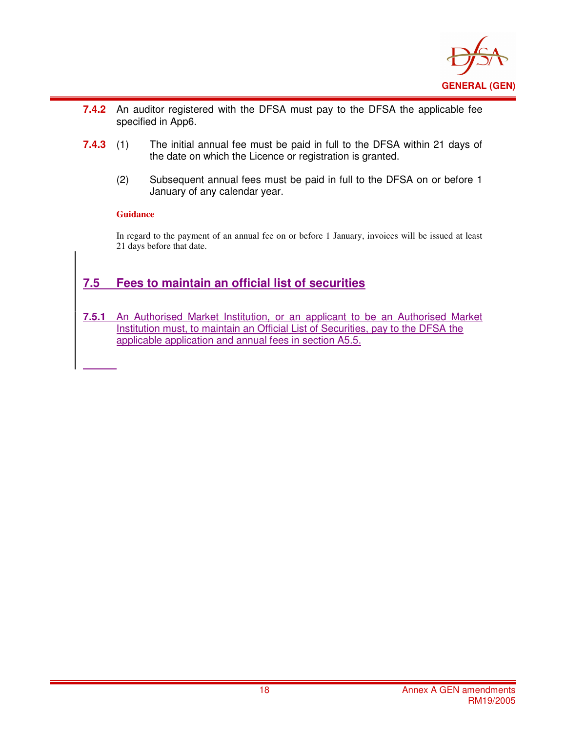**7.4.2** An auditor registered with the DFSA must pay to the DFSA the applicable fee specified in App6.

**7.4.3** (1) The initial annual fee must be paid in full to the DFSA within 21 days of the date on which the Licence or registration is granted.

(2) Subsequent annual fees must be paid in full to the DFSA on or before 1 January of any calendar year.

**Guidance**

In regard to the payment of an annual fee on or before 1 January, invoices will be issued at least 21 days before that date.

## 7.5 Fees to maintain an official list of securities

**7.5.1** An Authorised Market Institution, or an applicant to be an Authorised Market Institution must, to maintain an Official List of Securities, pay to the DFSA the applicable application and annual fees in section A5.5.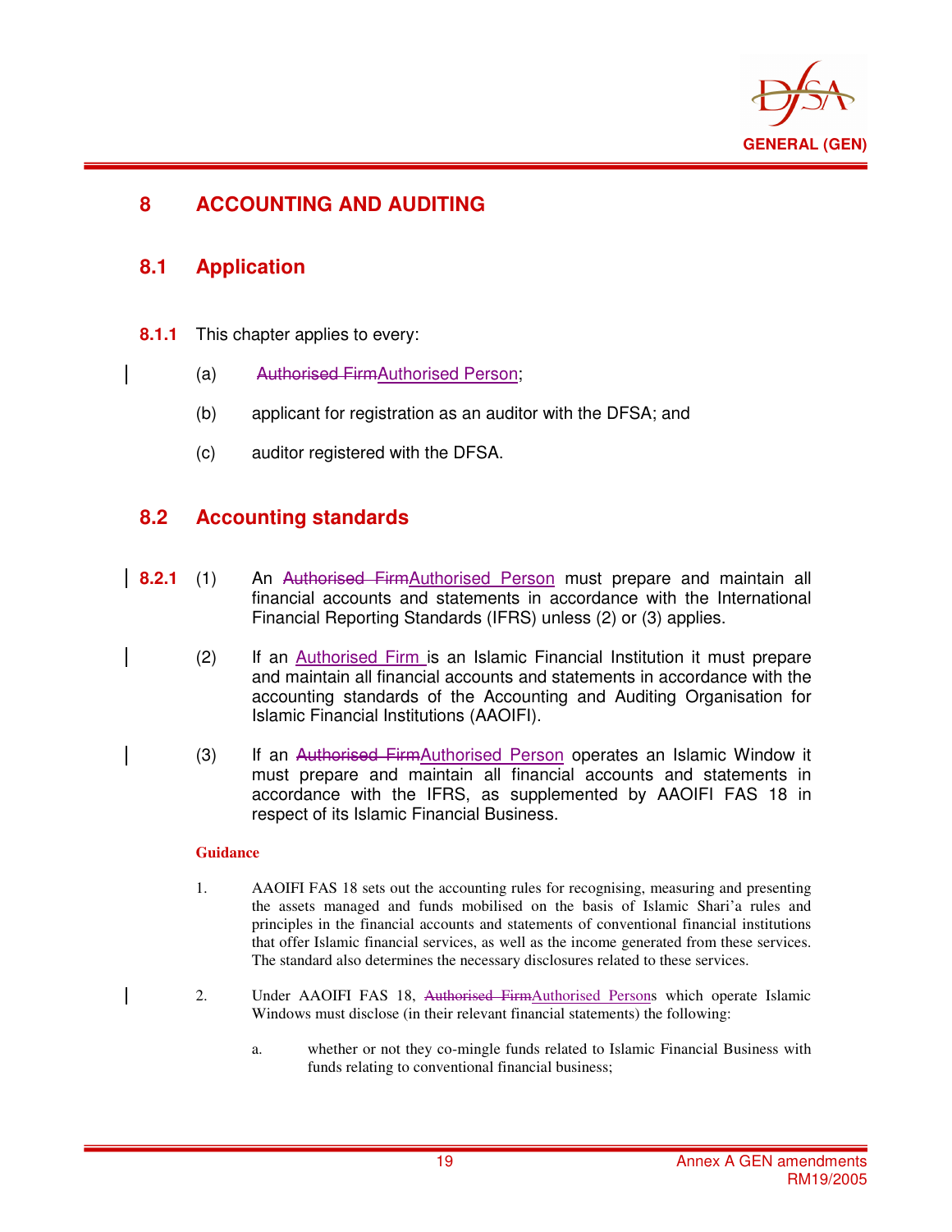# 8 ACCOUNTING AND AUDITING

## 8.1 Application

**8.1.1** This chapter applies to every:

(a) ~~Authorised Firm~~Authorised Person;

(b) applicant for registration as an auditor with the DFSA; and

(c) auditor registered with the DFSA.

## 8.2 Accounting standards

**8.2.1** (1) An ~~Authorised Firm~~Authorised Person must prepare and maintain all financial accounts and statements in accordance with the International Financial Reporting Standards (IFRS) unless (2) or (3) applies.

(2) If an Authorised Firm is an Islamic Financial Institution it must prepare and maintain all financial accounts and statements in accordance with the accounting standards of the Accounting and Auditing Organisation for Islamic Financial Institutions (AAOIFI).

(3) If an ~~Authorised Firm~~Authorised Person operates an Islamic Window it must prepare and maintain all financial accounts and statements in accordance with the IFRS, as supplemented by AAOIFI FAS 18 in respect of its Islamic Financial Business.

**Guidance**

1. AAOIFI FAS 18 sets out the accounting rules for recognising, measuring and presenting the assets managed and funds mobilised on the basis of Islamic Shari'a rules and principles in the financial accounts and statements of conventional financial institutions that offer Islamic financial services, as well as the income generated from these services. The standard also determines the necessary disclosures related to these services.

2. Under AAOIFI FAS 18, ~~Authorised Firm~~Authorised Persons which operate Islamic Windows must disclose (in their relevant financial statements) the following:

   a. whether or not they co-mingle funds related to Islamic Financial Business with funds relating to conventional financial business;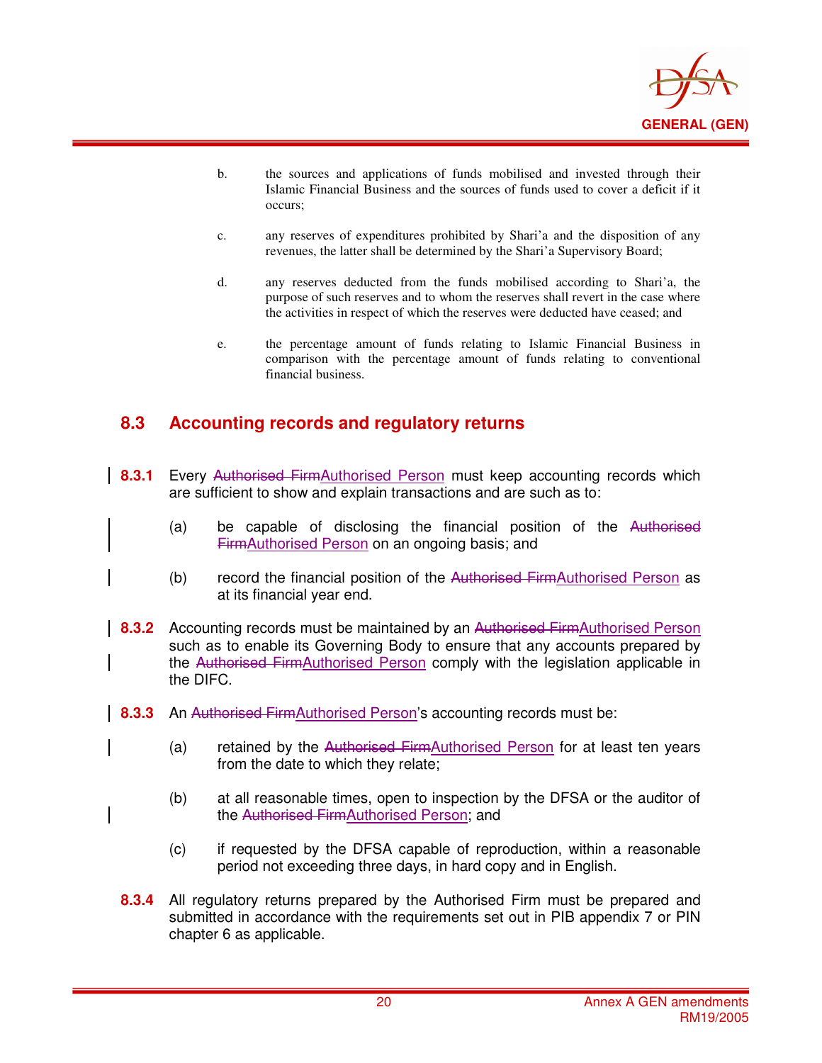b. the sources and applications of funds mobilised and invested through their Islamic Financial Business and the sources of funds used to cover a deficit if it occurs;

c. any reserves of expenditures prohibited by Shari'a and the disposition of any revenues, the latter shall be determined by the Shari'a Supervisory Board;

d. any reserves deducted from the funds mobilised according to Shari'a, the purpose of such reserves and to whom the reserves shall revert in the case where the activities in respect of which the reserves were deducted have ceased; and

e. the percentage amount of funds relating to Islamic Financial Business in comparison with the percentage amount of funds relating to conventional financial business.

## 8.3 Accounting records and regulatory returns

**8.3.1** Every ~~Authorised Firm~~Authorised Person must keep accounting records which are sufficient to show and explain transactions and are such as to:

(a) be capable of disclosing the financial position of the ~~Authorised Firm~~Authorised Person on an ongoing basis; and

(b) record the financial position of the ~~Authorised Firm~~Authorised Person as at its financial year end.

**8.3.2** Accounting records must be maintained by an ~~Authorised Firm~~Authorised Person such as to enable its Governing Body to ensure that any accounts prepared by the ~~Authorised Firm~~Authorised Person comply with the legislation applicable in the DIFC.

**8.3.3** An ~~Authorised Firm~~Authorised Person's accounting records must be:

(a) retained by the ~~Authorised Firm~~Authorised Person for at least ten years from the date to which they relate;

(b) at all reasonable times, open to inspection by the DFSA or the auditor of the ~~Authorised Firm~~Authorised Person; and

(c) if requested by the DFSA capable of reproduction, within a reasonable period not exceeding three days, in hard copy and in English.

**8.3.4** All regulatory returns prepared by the Authorised Firm must be prepared and submitted in accordance with the requirements set out in PIB appendix 7 or PIN chapter 6 as applicable.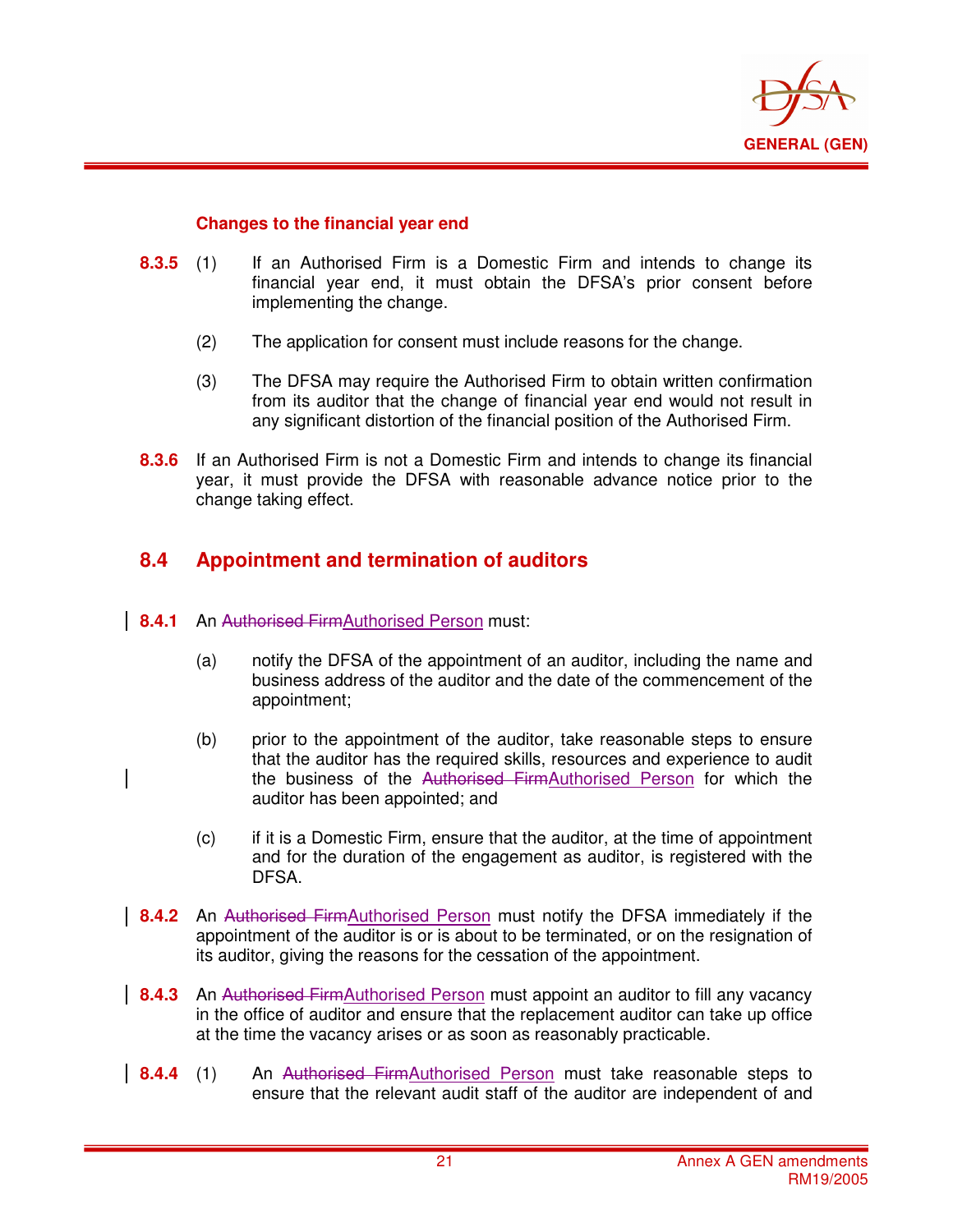#### Changes to the financial year end

**8.3.5** (1) If an Authorised Firm is a Domestic Firm and intends to change its financial year end, it must obtain the DFSA's prior consent before implementing the change.

(2) The application for consent must include reasons for the change.

(3) The DFSA may require the Authorised Firm to obtain written confirmation from its auditor that the change of financial year end would not result in any significant distortion of the financial position of the Authorised Firm.

**8.3.6** If an Authorised Firm is not a Domestic Firm and intends to change its financial year, it must provide the DFSA with reasonable advance notice prior to the change taking effect.

## 8.4 Appointment and termination of auditors

**8.4.1** An ~~Authorised Firm~~Authorised Person must:

(a) notify the DFSA of the appointment of an auditor, including the name and business address of the auditor and the date of the commencement of the appointment;

(b) prior to the appointment of the auditor, take reasonable steps to ensure that the auditor has the required skills, resources and experience to audit the business of the ~~Authorised Firm~~Authorised Person for which the auditor has been appointed; and

(c) if it is a Domestic Firm, ensure that the auditor, at the time of appointment and for the duration of the engagement as auditor, is registered with the DFSA.

**8.4.2** An ~~Authorised Firm~~Authorised Person must notify the DFSA immediately if the appointment of the auditor is or is about to be terminated, or on the resignation of its auditor, giving the reasons for the cessation of the appointment.

**8.4.3** An ~~Authorised Firm~~Authorised Person must appoint an auditor to fill any vacancy in the office of auditor and ensure that the replacement auditor can take up office at the time the vacancy arises or as soon as reasonably practicable.

**8.4.4** (1) An ~~Authorised Firm~~Authorised Person must take reasonable steps to ensure that the relevant audit staff of the auditor are independent of and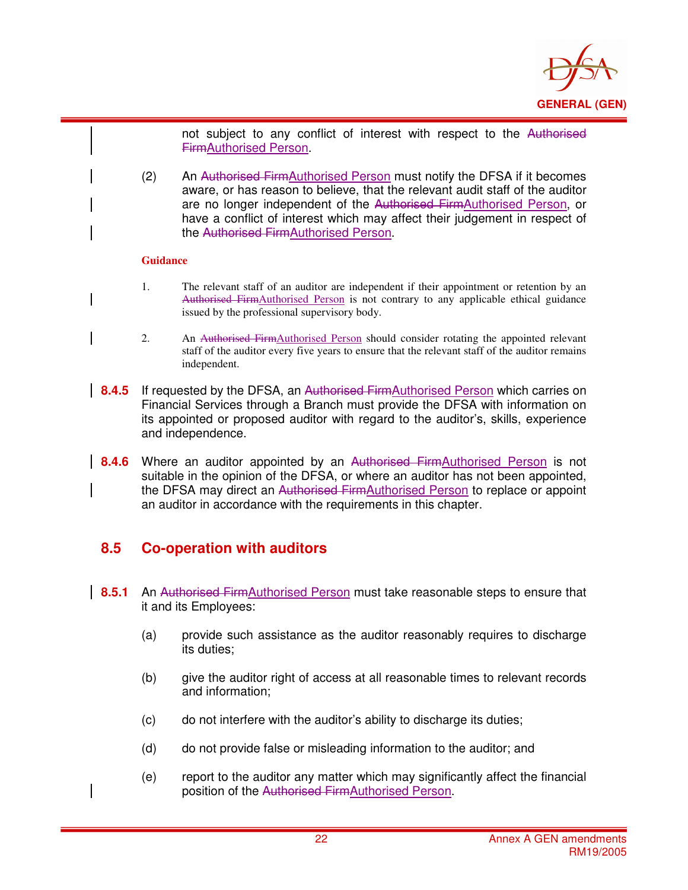not subject to any conflict of interest with respect to the ~~Authorised Firm~~Authorised Person.

(2) An ~~Authorised Firm~~Authorised Person must notify the DFSA if it becomes aware, or has reason to believe, that the relevant audit staff of the auditor are no longer independent of the ~~Authorised Firm~~Authorised Person, or have a conflict of interest which may affect their judgement in respect of the ~~Authorised Firm~~Authorised Person.

**Guidance**

1. The relevant staff of an auditor are independent if their appointment or retention by an ~~Authorised Firm~~Authorised Person is not contrary to any applicable ethical guidance issued by the professional supervisory body.

2. An ~~Authorised Firm~~Authorised Person should consider rotating the appointed relevant staff of the auditor every five years to ensure that the relevant staff of the auditor remains independent.

**8.4.5** If requested by the DFSA, an ~~Authorised Firm~~Authorised Person which carries on Financial Services through a Branch must provide the DFSA with information on its appointed or proposed auditor with regard to the auditor's, skills, experience and independence.

**8.4.6** Where an auditor appointed by an ~~Authorised Firm~~Authorised Person is not suitable in the opinion of the DFSA, or where an auditor has not been appointed, the DFSA may direct an ~~Authorised Firm~~Authorised Person to replace or appoint an auditor in accordance with the requirements in this chapter.

## 8.5 Co-operation with auditors

**8.5.1** An ~~Authorised Firm~~Authorised Person must take reasonable steps to ensure that it and its Employees:

(a) provide such assistance as the auditor reasonably requires to discharge its duties;

(b) give the auditor right of access at all reasonable times to relevant records and information;

(c) do not interfere with the auditor's ability to discharge its duties;

(d) do not provide false or misleading information to the auditor; and

(e) report to the auditor any matter which may significantly affect the financial position of the ~~Authorised Firm~~Authorised Person.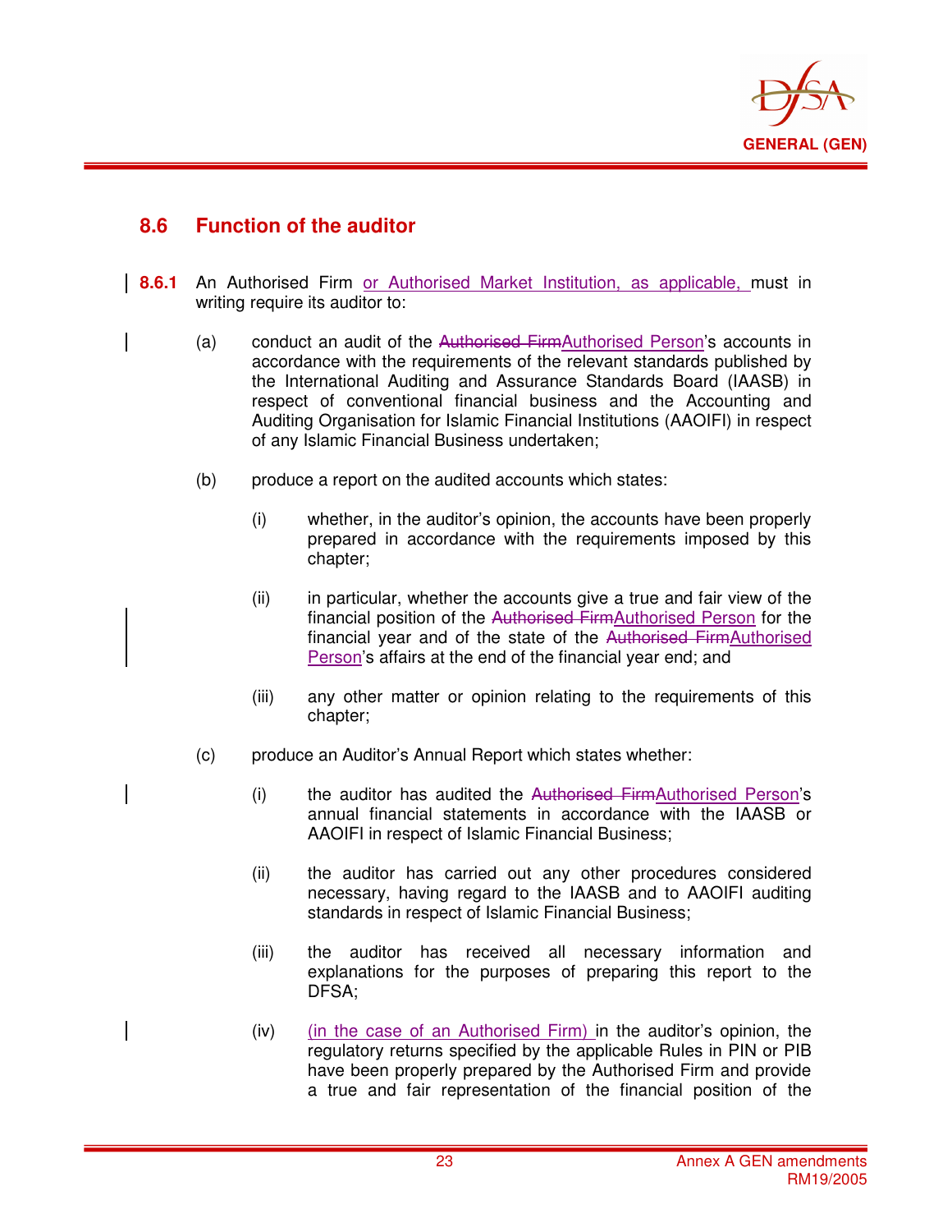## 8.6 Function of the auditor

**8.6.1** An Authorised Firm or Authorised Market Institution, as applicable, must in writing require its auditor to:

(a) conduct an audit of the ~~Authorised Firm~~Authorised Person's accounts in accordance with the requirements of the relevant standards published by the International Auditing and Assurance Standards Board (IAASB) in respect of conventional financial business and the Accounting and Auditing Organisation for Islamic Financial Institutions (AAOIFI) in respect of any Islamic Financial Business undertaken;

(b) produce a report on the audited accounts which states:

(i) whether, in the auditor's opinion, the accounts have been properly prepared in accordance with the requirements imposed by this chapter;

(ii) in particular, whether the accounts give a true and fair view of the financial position of the ~~Authorised Firm~~Authorised Person for the financial year and of the state of the ~~Authorised Firm~~Authorised Person's affairs at the end of the financial year end; and

(iii) any other matter or opinion relating to the requirements of this chapter;

(c) produce an Auditor's Annual Report which states whether:

(i) the auditor has audited the ~~Authorised Firm~~Authorised Person's annual financial statements in accordance with the IAASB or AAOIFI in respect of Islamic Financial Business;

(ii) the auditor has carried out any other procedures considered necessary, having regard to the IAASB and to AAOIFI auditing standards in respect of Islamic Financial Business;

(iii) the auditor has received all necessary information and explanations for the purposes of preparing this report to the DFSA;

(iv) (in the case of an Authorised Firm) in the auditor's opinion, the regulatory returns specified by the applicable Rules in PIN or PIB have been properly prepared by the Authorised Firm and provide a true and fair representation of the financial position of the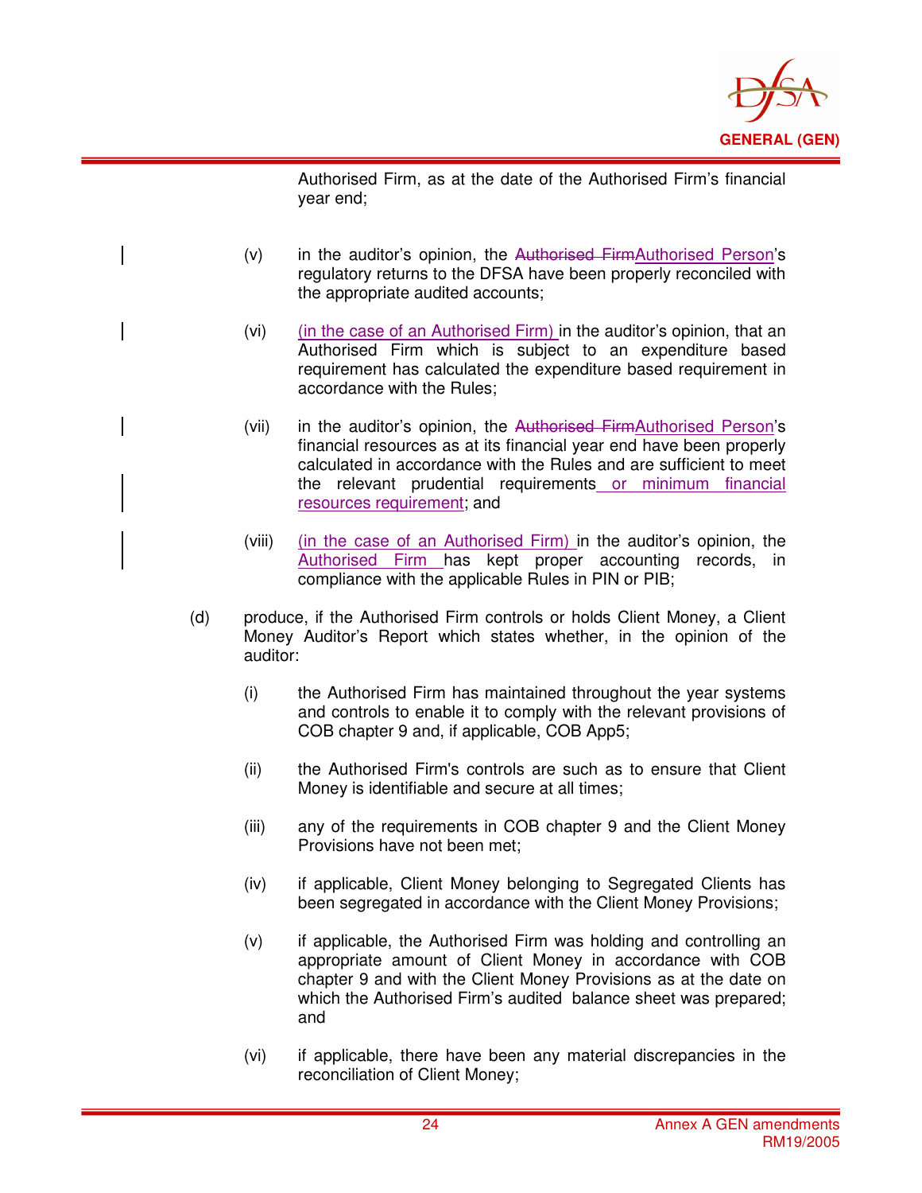Authorised Firm, as at the date of the Authorised Firm's financial year end;

(v) in the auditor's opinion, the ~~Authorised Firm~~Authorised Person's regulatory returns to the DFSA have been properly reconciled with the appropriate audited accounts;

(vi) (in the case of an Authorised Firm) in the auditor's opinion, that an Authorised Firm which is subject to an expenditure based requirement has calculated the expenditure based requirement in accordance with the Rules;

(vii) in the auditor's opinion, the ~~Authorised Firm~~Authorised Person's financial resources as at its financial year end have been properly calculated in accordance with the Rules and are sufficient to meet the relevant prudential requirements or minimum financial resources requirement; and

(viii) (in the case of an Authorised Firm) in the auditor's opinion, the Authorised Firm has kept proper accounting records, in compliance with the applicable Rules in PIN or PIB;

(d) produce, if the Authorised Firm controls or holds Client Money, a Client Money Auditor's Report which states whether, in the opinion of the auditor:

(i) the Authorised Firm has maintained throughout the year systems and controls to enable it to comply with the relevant provisions of COB chapter 9 and, if applicable, COB App5;

(ii) the Authorised Firm's controls are such as to ensure that Client Money is identifiable and secure at all times;

(iii) any of the requirements in COB chapter 9 and the Client Money Provisions have not been met;

(iv) if applicable, Client Money belonging to Segregated Clients has been segregated in accordance with the Client Money Provisions;

(v) if applicable, the Authorised Firm was holding and controlling an appropriate amount of Client Money in accordance with COB chapter 9 and with the Client Money Provisions as at the date on which the Authorised Firm's audited balance sheet was prepared; and

(vi) if applicable, there have been any material discrepancies in the reconciliation of Client Money;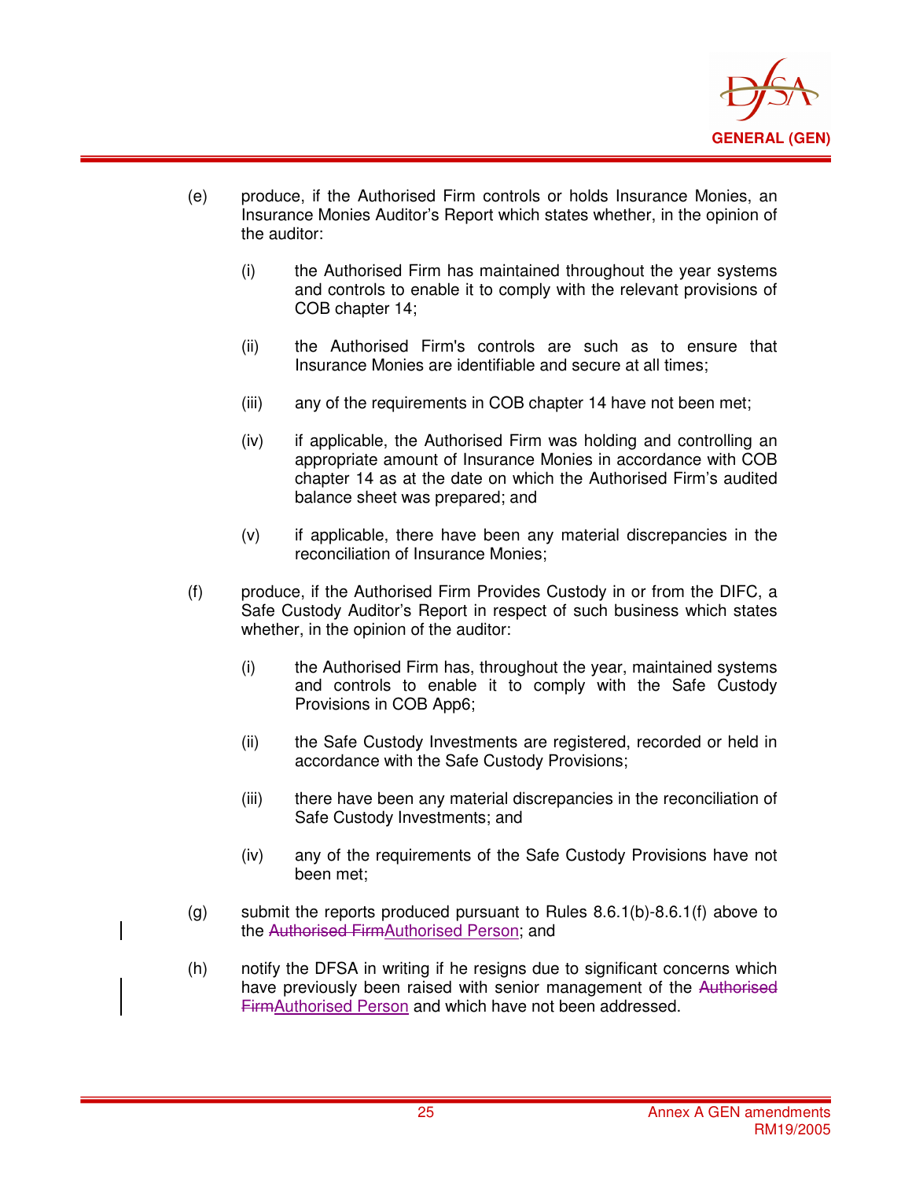(e) produce, if the Authorised Firm controls or holds Insurance Monies, an Insurance Monies Auditor's Report which states whether, in the opinion of the auditor:

  (i) the Authorised Firm has maintained throughout the year systems and controls to enable it to comply with the relevant provisions of COB chapter 14;

  (ii) the Authorised Firm's controls are such as to ensure that Insurance Monies are identifiable and secure at all times;

  (iii) any of the requirements in COB chapter 14 have not been met;

  (iv) if applicable, the Authorised Firm was holding and controlling an appropriate amount of Insurance Monies in accordance with COB chapter 14 as at the date on which the Authorised Firm's audited balance sheet was prepared; and

  (v) if applicable, there have been any material discrepancies in the reconciliation of Insurance Monies;

(f) produce, if the Authorised Firm Provides Custody in or from the DIFC, a Safe Custody Auditor's Report in respect of such business which states whether, in the opinion of the auditor:

  (i) the Authorised Firm has, throughout the year, maintained systems and controls to enable it to comply with the Safe Custody Provisions in COB App6;

  (ii) the Safe Custody Investments are registered, recorded or held in accordance with the Safe Custody Provisions;

  (iii) there have been any material discrepancies in the reconciliation of Safe Custody Investments; and

  (iv) any of the requirements of the Safe Custody Provisions have not been met;

(g) submit the reports produced pursuant to Rules 8.6.1(b)-8.6.1(f) above to the ~~Authorised Firm~~Authorised Person; and

(h) notify the DFSA in writing if he resigns due to significant concerns which have previously been raised with senior management of the ~~Authorised Firm~~Authorised Person and which have not been addressed.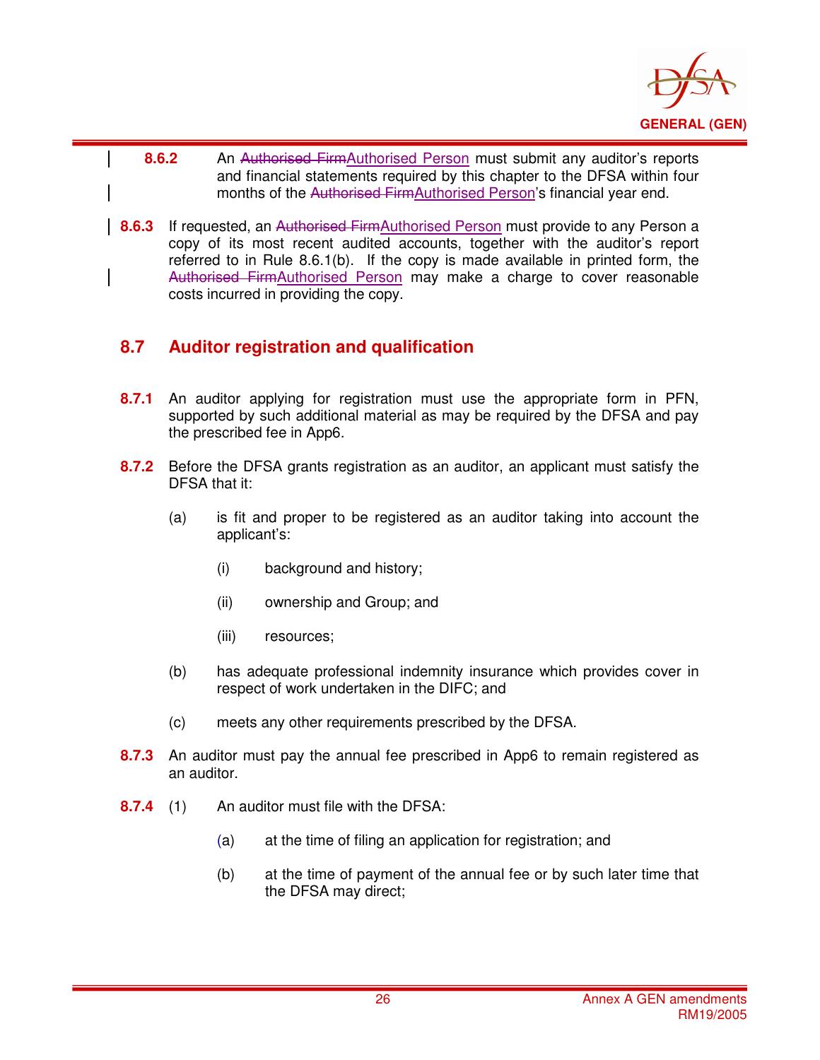**8.6.2** An ~~Authorised Firm~~Authorised Person must submit any auditor's reports and financial statements required by this chapter to the DFSA within four months of the ~~Authorised Firm~~Authorised Person's financial year end.

**8.6.3** If requested, an ~~Authorised Firm~~Authorised Person must provide to any Person a copy of its most recent audited accounts, together with the auditor's report referred to in Rule 8.6.1(b). If the copy is made available in printed form, the ~~Authorised Firm~~Authorised Person may make a charge to cover reasonable costs incurred in providing the copy.

## 8.7 Auditor registration and qualification

**8.7.1** An auditor applying for registration must use the appropriate form in PFN, supported by such additional material as may be required by the DFSA and pay the prescribed fee in App6.

**8.7.2** Before the DFSA grants registration as an auditor, an applicant must satisfy the DFSA that it:

(a) is fit and proper to be registered as an auditor taking into account the applicant's:

(i) background and history;

(ii) ownership and Group; and

(iii) resources;

(b) has adequate professional indemnity insurance which provides cover in respect of work undertaken in the DIFC; and

(c) meets any other requirements prescribed by the DFSA.

**8.7.3** An auditor must pay the annual fee prescribed in App6 to remain registered as an auditor.

**8.7.4** (1) An auditor must file with the DFSA:

(a) at the time of filing an application for registration; and

(b) at the time of payment of the annual fee or by such later time that the DFSA may direct;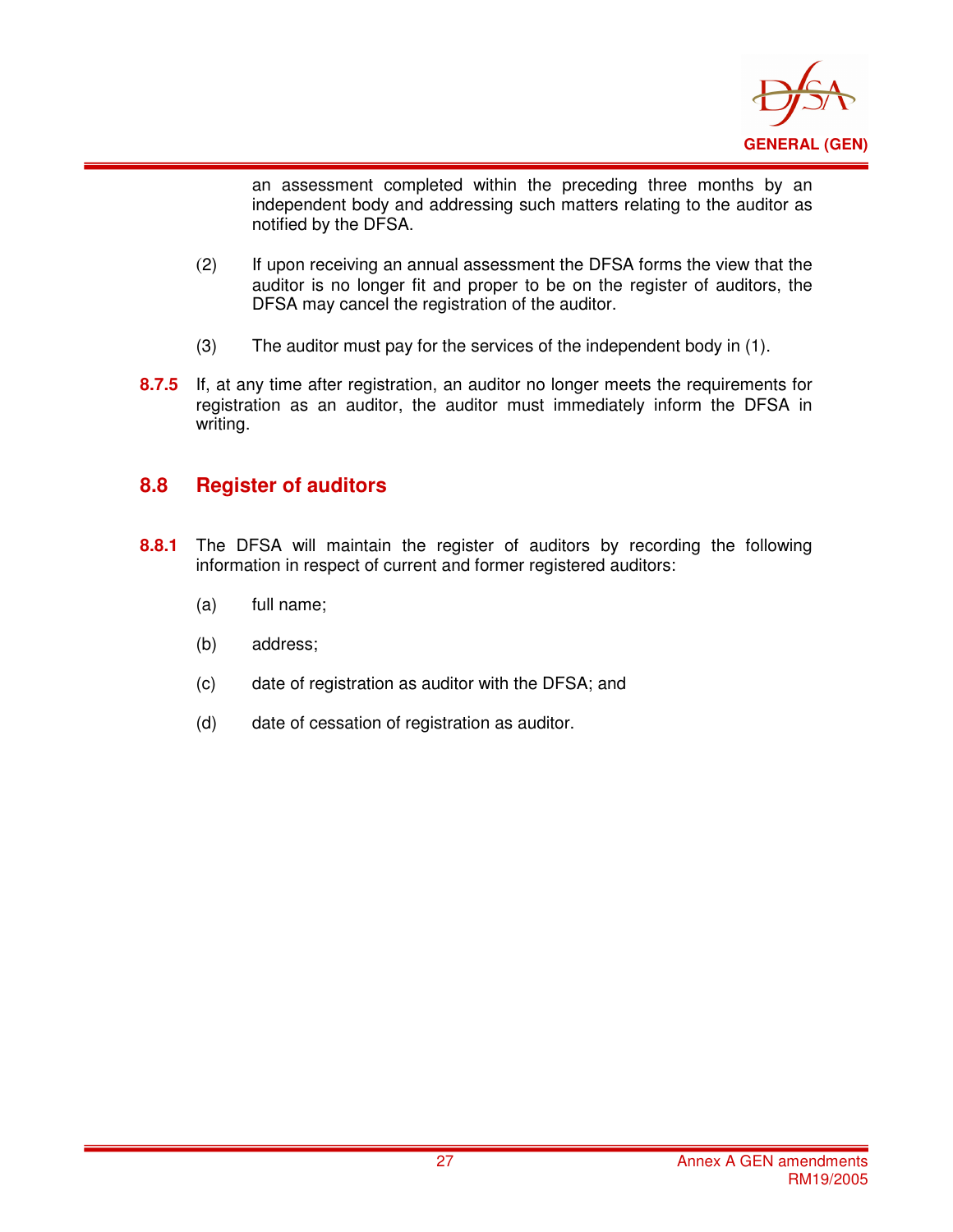an assessment completed within the preceding three months by an independent body and addressing such matters relating to the auditor as notified by the DFSA.

(2) If upon receiving an annual assessment the DFSA forms the view that the auditor is no longer fit and proper to be on the register of auditors, the DFSA may cancel the registration of the auditor.

(3) The auditor must pay for the services of the independent body in (1).

**8.7.5** If, at any time after registration, an auditor no longer meets the requirements for registration as an auditor, the auditor must immediately inform the DFSA in writing.

## 8.8 Register of auditors

**8.8.1** The DFSA will maintain the register of auditors by recording the following information in respect of current and former registered auditors:

(a) full name;

(b) address;

(c) date of registration as auditor with the DFSA; and

(d) date of cessation of registration as auditor.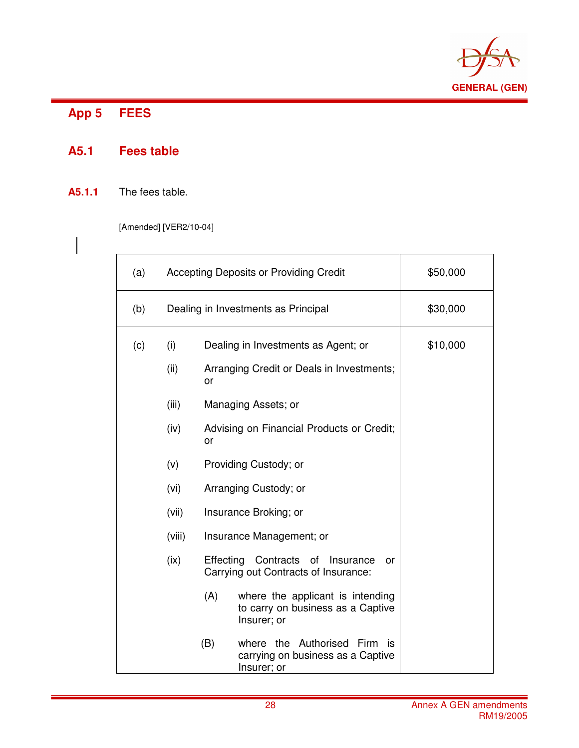## App 5 FEES

### A5.1 Fees table

**A5.1.1** The fees table.

[Amended] [VER2/10-04]

| | | |
|---|---|---|
| (a) | Accepting Deposits or Providing Credit | $50,000 |
| (b) | Dealing in Investments as Principal | $30,000 |
| (c) | (i) Dealing in Investments as Agent; or<br><br>(ii) Arranging Credit or Deals in Investments; or<br><br>(iii) Managing Assets; or<br><br>(iv) Advising on Financial Products or Credit; or<br><br>(v) Providing Custody; or<br><br>(vi) Arranging Custody; or<br><br>(vii) Insurance Broking; or<br><br>(viii) Insurance Management; or<br><br>(ix) Effecting Contracts of Insurance or Carrying out Contracts of Insurance:<br><br>(A) where the applicant is intending to carry on business as a Captive Insurer; or<br><br>(B) where the Authorised Firm is carrying on business as a Captive Insurer; or | $10,000 |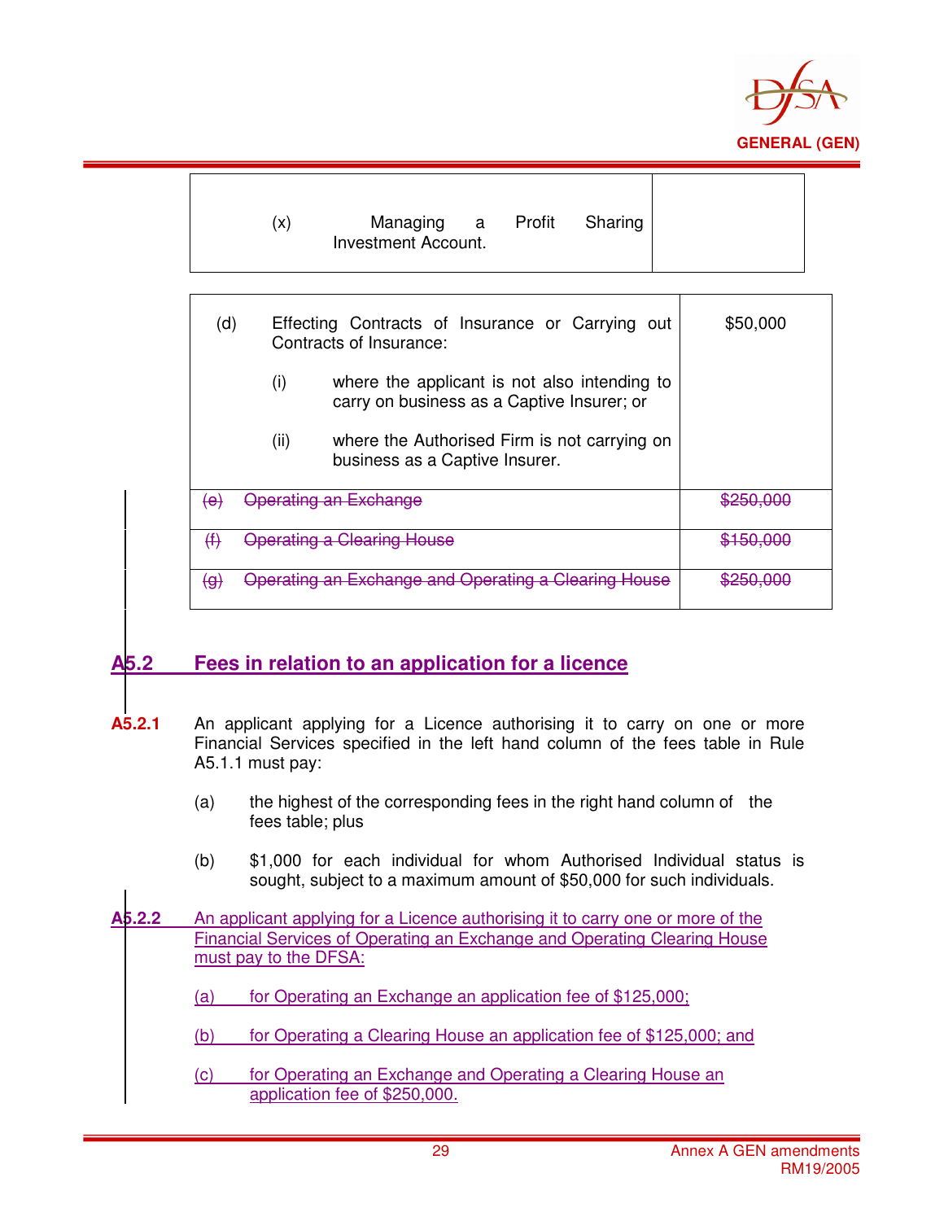| | |
|---|---|
| (x) Managing a Profit Sharing Investment Account. | |

| | |
|---|---|
| (d) Effecting Contracts of Insurance or Carrying out Contracts of Insurance:<br><br>(i) where the applicant is not also intending to carry on business as a Captive Insurer; or<br><br>(ii) where the Authorised Firm is not carrying on business as a Captive Insurer. | $50,000 |
| ~~(e) Operating an Exchange~~ | ~~$250,000~~ |
| ~~(f) Operating a Clearing House~~ | ~~$150,000~~ |
| ~~(g) Operating an Exchange and Operating a Clearing House~~ | ~~$250,000~~ |

## A5.2 Fees in relation to an application for a licence

**A5.2.1** An applicant applying for a Licence authorising it to carry on one or more Financial Services specified in the left hand column of the fees table in Rule A5.1.1 must pay:

(a) the highest of the corresponding fees in the right hand column of the fees table; plus

(b) $1,000 for each individual for whom Authorised Individual status is sought, subject to a maximum amount of $50,000 for such individuals.

**A5.2.2** An applicant applying for a Licence authorising it to carry one or more of the Financial Services of Operating an Exchange and Operating Clearing House must pay to the DFSA:

(a) for Operating an Exchange an application fee of $125,000;

(b) for Operating a Clearing House an application fee of $125,000; and

(c) for Operating an Exchange and Operating a Clearing House an application fee of $250,000.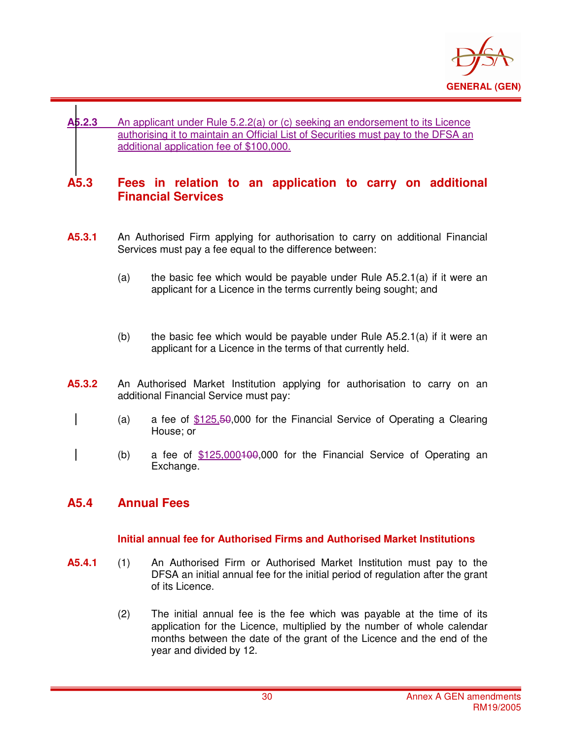A5.2.3 An applicant under Rule 5.2.2(a) or (c) seeking an endorsement to its Licence authorising it to maintain an Official List of Securities must pay to the DFSA an additional application fee of $100,000.

## A5.3 Fees in relation to an application to carry on additional Financial Services

**A5.3.1** An Authorised Firm applying for authorisation to carry on additional Financial Services must pay a fee equal to the difference between:

(a) the basic fee which would be payable under Rule A5.2.1(a) if it were an applicant for a Licence in the terms currently being sought; and

(b) the basic fee which would be payable under Rule A5.2.1(a) if it were an applicant for a Licence in the terms of that currently held.

**A5.3.2** An Authorised Market Institution applying for authorisation to carry on an additional Financial Service must pay:

(a) a fee of $125,~~50~~,000 for the Financial Service of Operating a Clearing House; or

(b) a fee of $125,000~~100~~,000 for the Financial Service of Operating an Exchange.

## A5.4 Annual Fees

**Initial annual fee for Authorised Firms and Authorised Market Institutions**

**A5.4.1** (1) An Authorised Firm or Authorised Market Institution must pay to the DFSA an initial annual fee for the initial period of regulation after the grant of its Licence.

(2) The initial annual fee is the fee which was payable at the time of its application for the Licence, multiplied by the number of whole calendar months between the date of the grant of the Licence and the end of the year and divided by 12.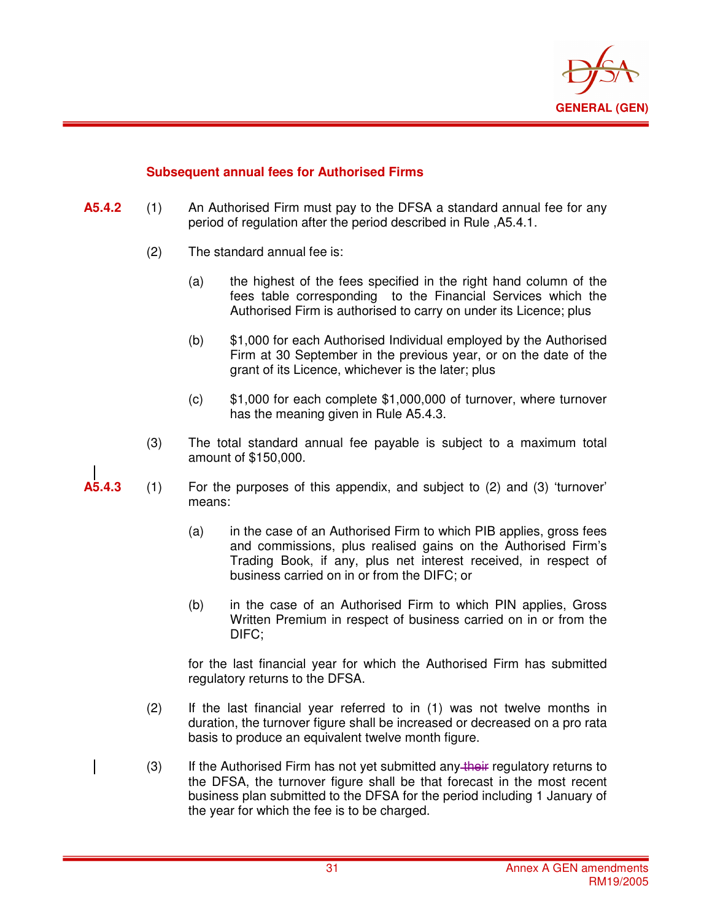### Subsequent annual fees for Authorised Firms

**A5.4.2** (1) An Authorised Firm must pay to the DFSA a standard annual fee for any period of regulation after the period described in Rule ,A5.4.1.

(2) The standard annual fee is:

(a) the highest of the fees specified in the right hand column of the fees table corresponding to the Financial Services which the Authorised Firm is authorised to carry on under its Licence; plus

(b) $1,000 for each Authorised Individual employed by the Authorised Firm at 30 September in the previous year, or on the date of the grant of its Licence, whichever is the later; plus

(c) $1,000 for each complete $1,000,000 of turnover, where turnover has the meaning given in Rule A5.4.3.

(3) The total standard annual fee payable is subject to a maximum total amount of $150,000.

**A5.4.3** (1) For the purposes of this appendix, and subject to (2) and (3) 'turnover' means:

(a) in the case of an Authorised Firm to which PIB applies, gross fees and commissions, plus realised gains on the Authorised Firm's Trading Book, if any, plus net interest received, in respect of business carried on in or from the DIFC; or

(b) in the case of an Authorised Firm to which PIN applies, Gross Written Premium in respect of business carried on in or from the DIFC;

for the last financial year for which the Authorised Firm has submitted regulatory returns to the DFSA.

(2) If the last financial year referred to in (1) was not twelve months in duration, the turnover figure shall be increased or decreased on a pro rata basis to produce an equivalent twelve month figure.

(3) If the Authorised Firm has not yet submitted any ~~their~~ regulatory returns to the DFSA, the turnover figure shall be that forecast in the most recent business plan submitted to the DFSA for the period including 1 January of the year for which the fee is to be charged.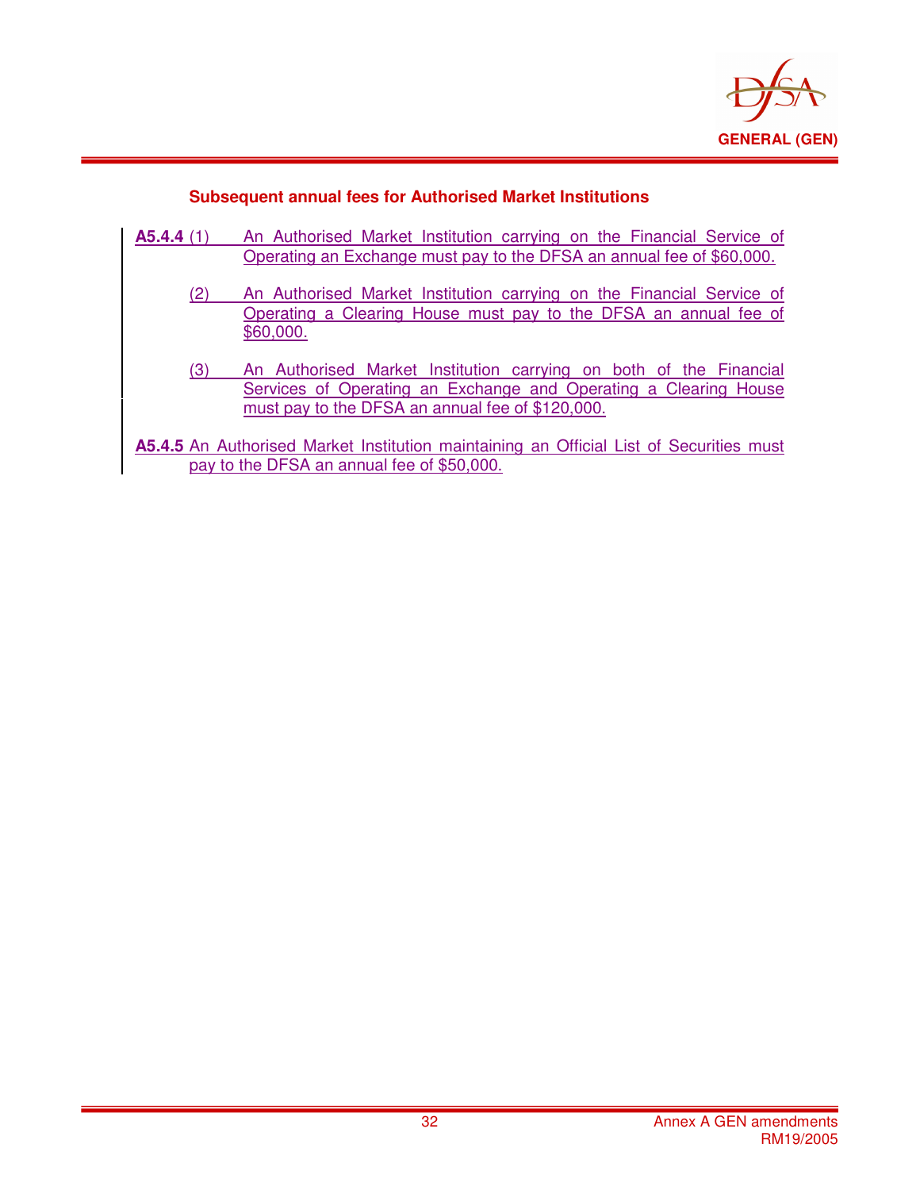### Subsequent annual fees for Authorised Market Institutions

**A5.4.4** (1) An Authorised Market Institution carrying on the Financial Service of Operating an Exchange must pay to the DFSA an annual fee of $60,000.

(2) An Authorised Market Institution carrying on the Financial Service of Operating a Clearing House must pay to the DFSA an annual fee of $60,000.

(3) An Authorised Market Institution carrying on both of the Financial Services of Operating an Exchange and Operating a Clearing House must pay to the DFSA an annual fee of $120,000.

**A5.4.5** An Authorised Market Institution maintaining an Official List of Securities must pay to the DFSA an annual fee of $50,000.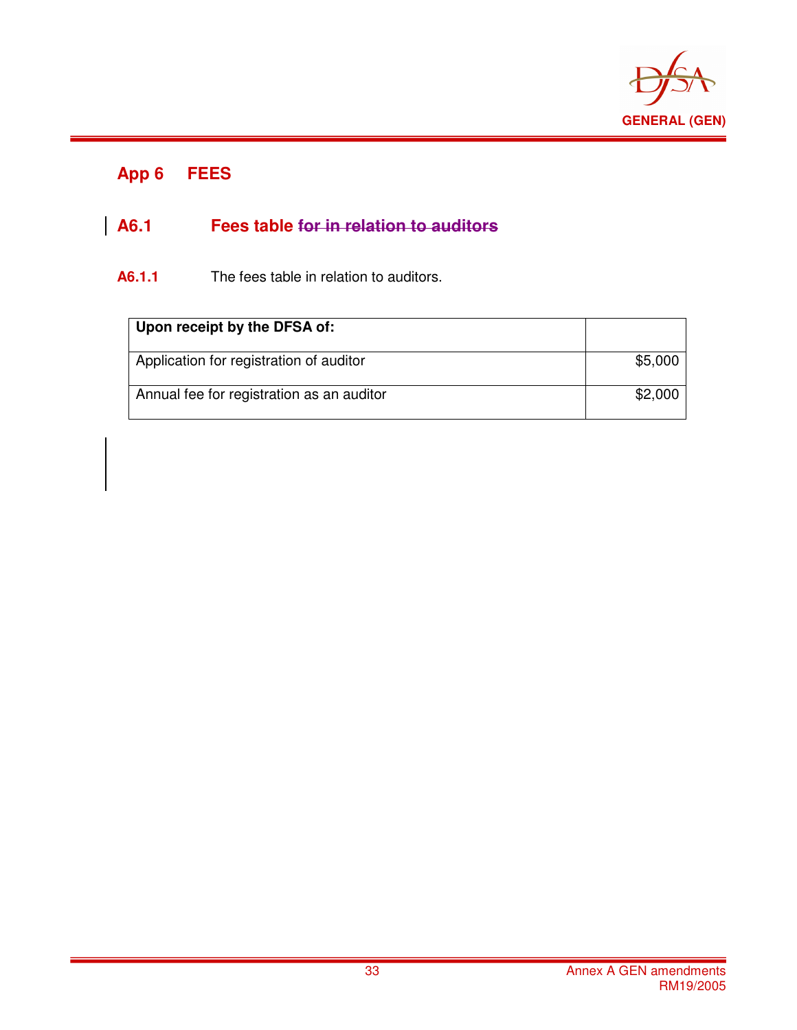# App 6 FEES

## A6.1 Fees table ~~for in relation to auditors~~

**A6.1.1** The fees table in relation to auditors.

| **Upon receipt by the DFSA of:** | |
|---|---|
| Application for registration of auditor | $5,000 |
| Annual fee for registration as an auditor | $2,000 |